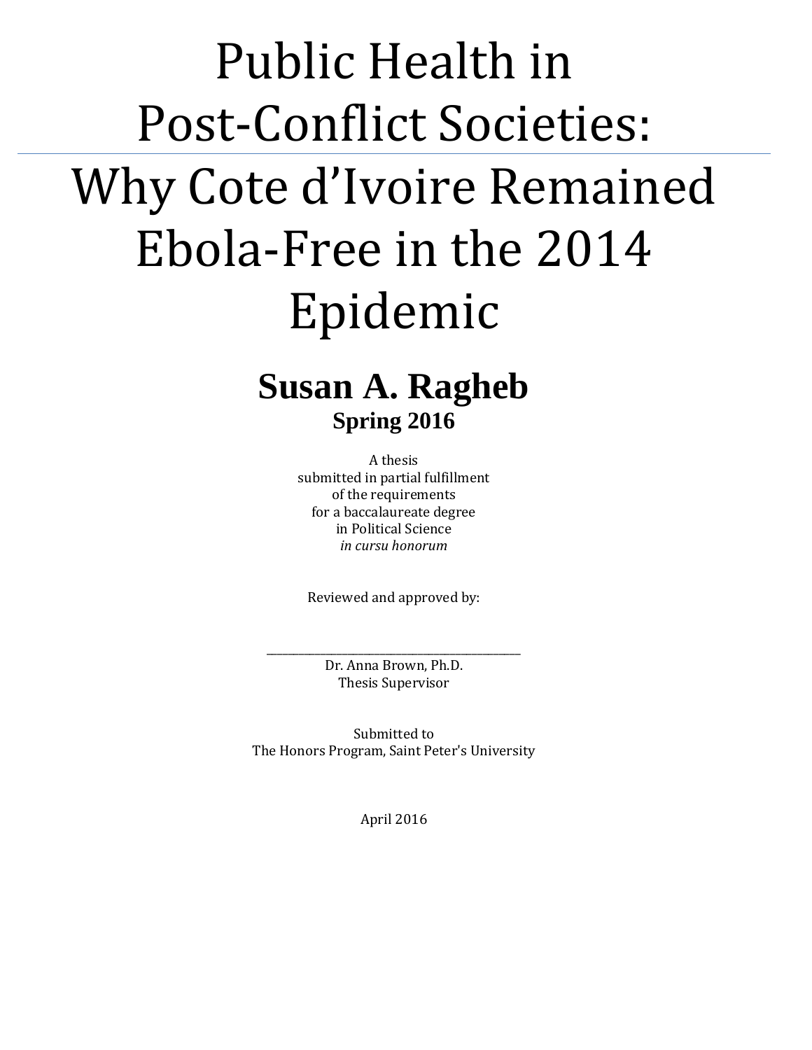# Public Health in Post-Conflict Societies:

# Why Cote d'Ivoire Remained Ebola-Free in the 2014 Epidemic

## Susan A. Ragheb

### Spring 2016

A thesis
submitted in partial fulfillment
of the requirements
for a baccalaureate degree
in Political Science
*in cursu honorum*

Reviewed and approved by:

\_\_\_\_\_\_\_\_\_\_\_\_\_\_\_\_\_\_\_\_\_\_\_\_\_\_\_\_\_\_\_\_\_\_\_\_\_\_\_\_\_\_\_\_\_\_\_
Dr. Anna Brown, Ph.D.
Thesis Supervisor

Submitted to
The Honors Program, Saint Peter's University

April 2016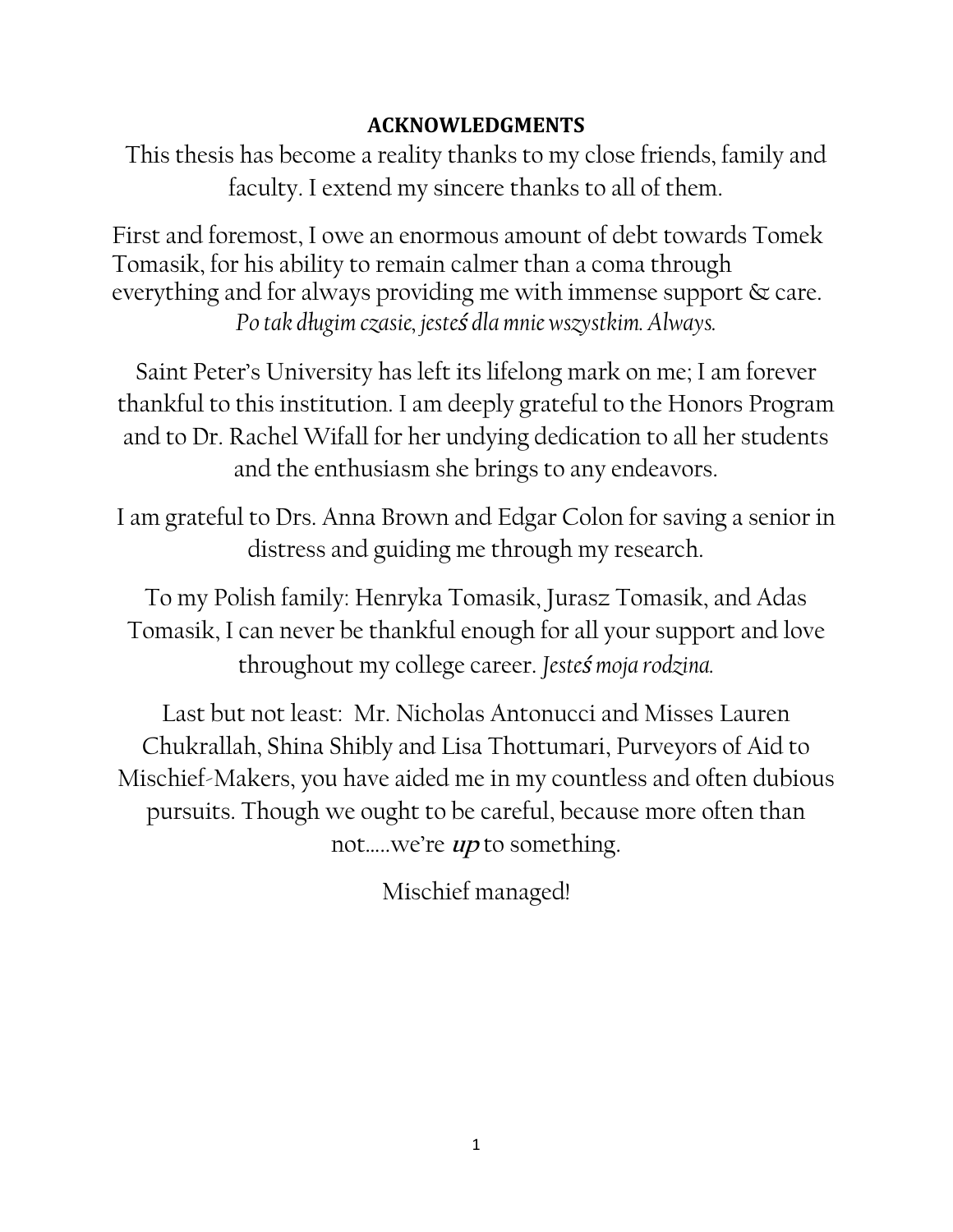# ACKNOWLEDGMENTS

This thesis has become a reality thanks to my close friends, family and faculty. I extend my sincere thanks to all of them.

First and foremost, I owe an enormous amount of debt towards Tomek Tomasik, for his ability to remain calmer than a coma through everything and for always providing me with immense support & care. *Po tak długim czasie, jesteś dla mnie wszystkim. Always.*

Saint Peter's University has left its lifelong mark on me; I am forever thankful to this institution. I am deeply grateful to the Honors Program and to Dr. Rachel Wifall for her undying dedication to all her students and the enthusiasm she brings to any endeavors.

I am grateful to Drs. Anna Brown and Edgar Colon for saving a senior in distress and guiding me through my research.

To my Polish family: Henryka Tomasik, Jurasz Tomasik, and Adas Tomasik, I can never be thankful enough for all your support and love throughout my college career. *Jesteś moja rodzina.*

Last but not least: Mr. Nicholas Antonucci and Misses Lauren Chukrallah, Shina Shibly and Lisa Thottumari, Purveyors of Aid to Mischief-Makers, you have aided me in my countless and often dubious pursuits. Though we ought to be careful, because more often than not.....we're ***up*** to something.

Mischief managed!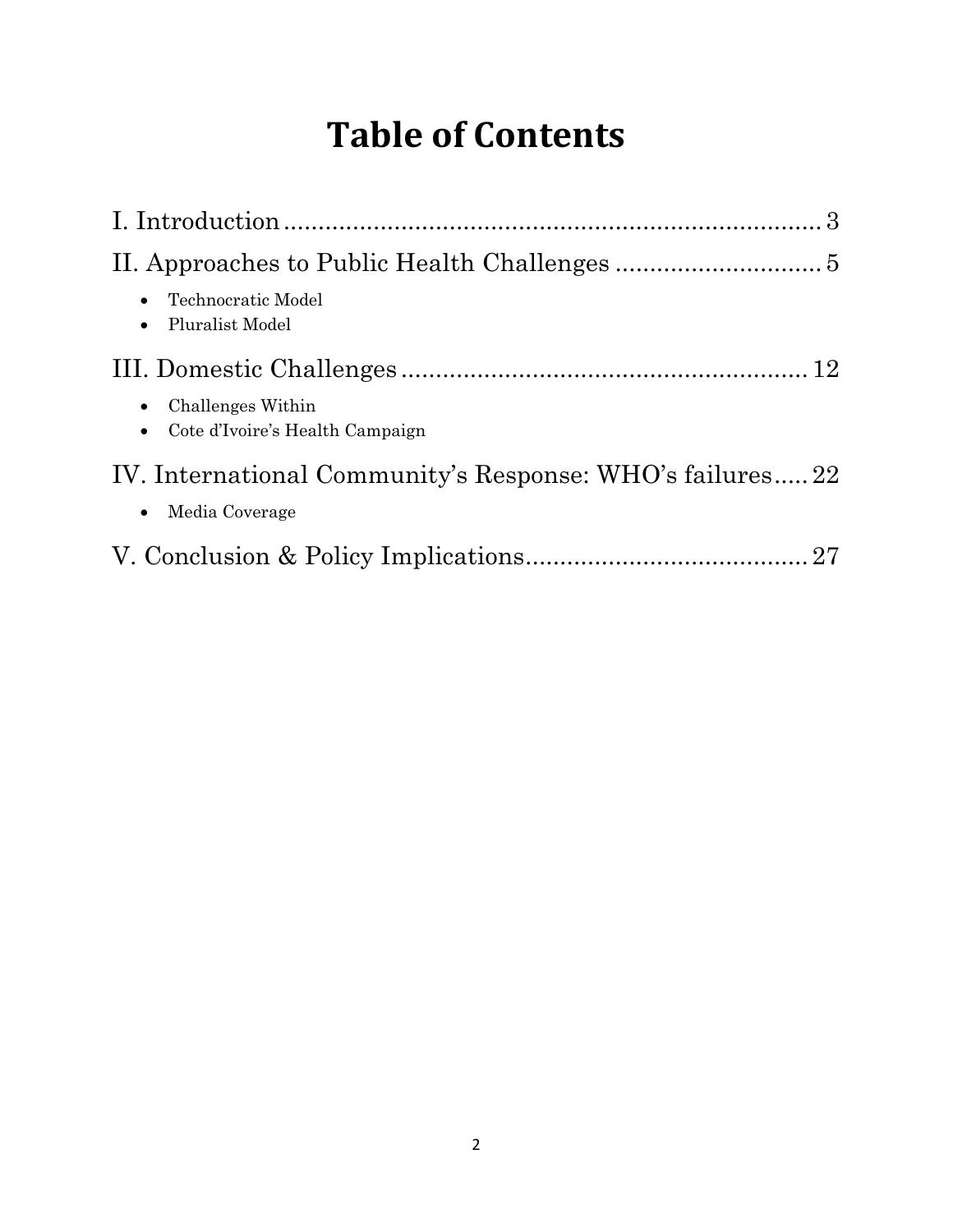# Table of Contents

I. Introduction ........................................................................ 3

II. Approaches to Public Health Challenges .............................. 5

- Technocratic Model
- Pluralist Model

III. Domestic Challenges ........................................................... 12

- Challenges Within
- Cote d'Ivoire's Health Campaign

IV. International Community's Response: WHO's failures..... 22

- Media Coverage

V. Conclusion & Policy Implications......................................... 27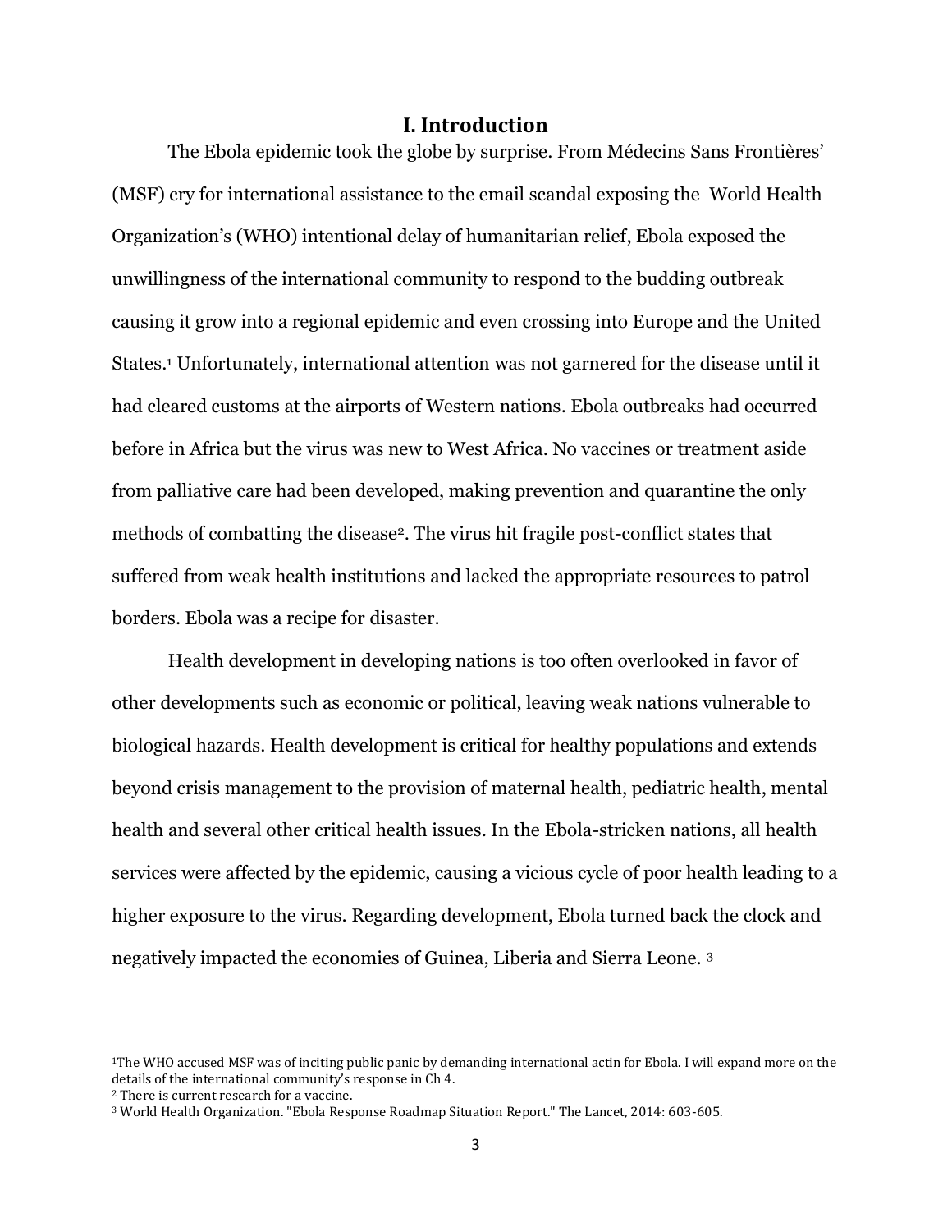# I. Introduction

The Ebola epidemic took the globe by surprise. From Médecins Sans Frontières' (MSF) cry for international assistance to the email scandal exposing the World Health Organization's (WHO) intentional delay of humanitarian relief, Ebola exposed the unwillingness of the international community to respond to the budding outbreak causing it grow into a regional epidemic and even crossing into Europe and the United States.[1] Unfortunately, international attention was not garnered for the disease until it had cleared customs at the airports of Western nations. Ebola outbreaks had occurred before in Africa but the virus was new to West Africa. No vaccines or treatment aside from palliative care had been developed, making prevention and quarantine the only methods of combatting the disease[2]. The virus hit fragile post-conflict states that suffered from weak health institutions and lacked the appropriate resources to patrol borders. Ebola was a recipe for disaster.

Health development in developing nations is too often overlooked in favor of other developments such as economic or political, leaving weak nations vulnerable to biological hazards. Health development is critical for healthy populations and extends beyond crisis management to the provision of maternal health, pediatric health, mental health and several other critical health issues. In the Ebola-stricken nations, all health services were affected by the epidemic, causing a vicious cycle of poor health leading to a higher exposure to the virus. Regarding development, Ebola turned back the clock and negatively impacted the economies of Guinea, Liberia and Sierra Leone. [3]

---

[1] The WHO accused MSF was of inciting public panic by demanding international actin for Ebola. I will expand more on the details of the international community's response in Ch 4.

[2] There is current research for a vaccine.

[3] World Health Organization. "Ebola Response Roadmap Situation Report." The Lancet, 2014: 603-605.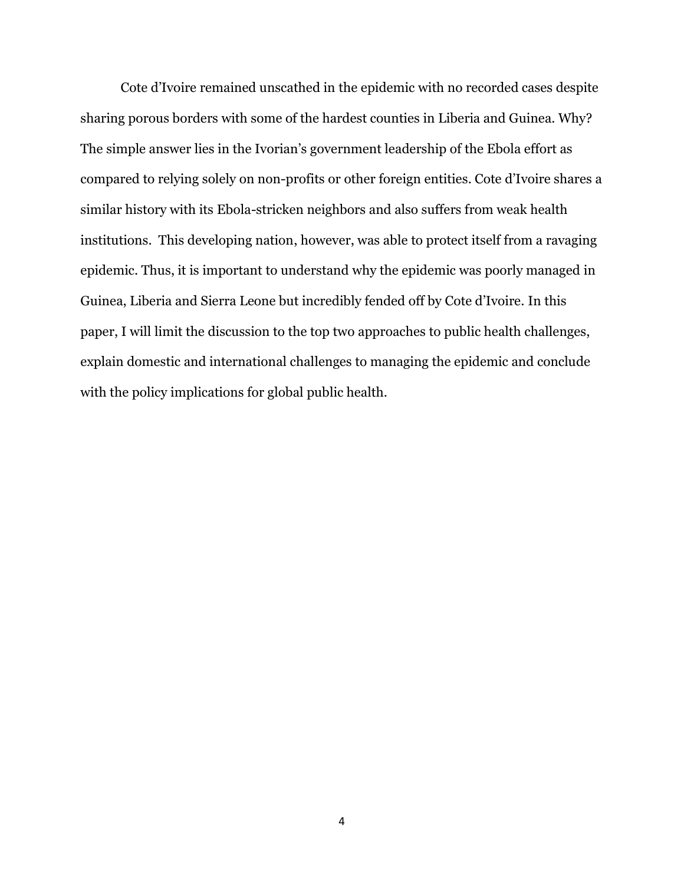Cote d'Ivoire remained unscathed in the epidemic with no recorded cases despite sharing porous borders with some of the hardest counties in Liberia and Guinea. Why? The simple answer lies in the Ivorian's government leadership of the Ebola effort as compared to relying solely on non-profits or other foreign entities. Cote d'Ivoire shares a similar history with its Ebola-stricken neighbors and also suffers from weak health institutions. This developing nation, however, was able to protect itself from a ravaging epidemic. Thus, it is important to understand why the epidemic was poorly managed in Guinea, Liberia and Sierra Leone but incredibly fended off by Cote d'Ivoire. In this paper, I will limit the discussion to the top two approaches to public health challenges, explain domestic and international challenges to managing the epidemic and conclude with the policy implications for global public health.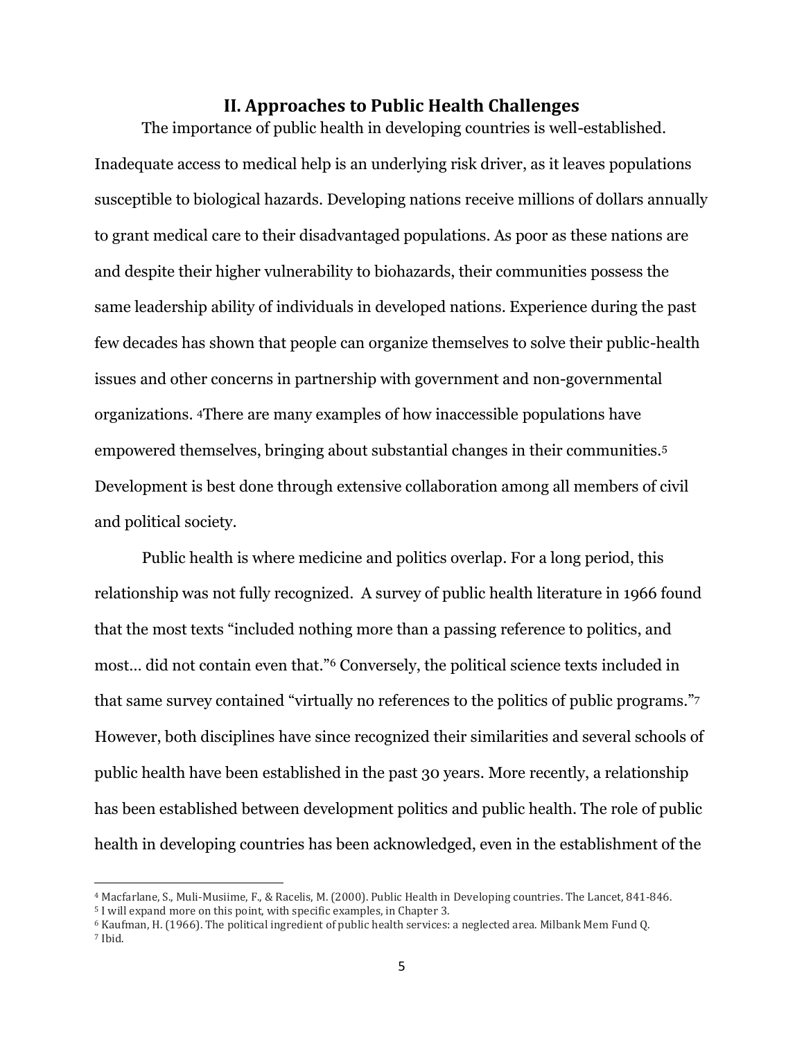## II. Approaches to Public Health Challenges

The importance of public health in developing countries is well-established. Inadequate access to medical help is an underlying risk driver, as it leaves populations susceptible to biological hazards. Developing nations receive millions of dollars annually to grant medical care to their disadvantaged populations. As poor as these nations are and despite their higher vulnerability to biohazards, their communities possess the same leadership ability of individuals in developed nations. Experience during the past few decades has shown that people can organize themselves to solve their public-health issues and other concerns in partnership with government and non-governmental organizations. [4]There are many examples of how inaccessible populations have empowered themselves, bringing about substantial changes in their communities.[5] Development is best done through extensive collaboration among all members of civil and political society.

Public health is where medicine and politics overlap. For a long period, this relationship was not fully recognized. A survey of public health literature in 1966 found that the most texts "included nothing more than a passing reference to politics, and most… did not contain even that."[6] Conversely, the political science texts included in that same survey contained "virtually no references to the politics of public programs."[7] However, both disciplines have since recognized their similarities and several schools of public health have been established in the past 30 years. More recently, a relationship has been established between development politics and public health. The role of public health in developing countries has been acknowledged, even in the establishment of the

[4] Macfarlane, S., Muli-Musiime, F., & Racelis, M. (2000). Public Health in Developing countries. The Lancet, 841-846.

[5] I will expand more on this point, with specific examples, in Chapter 3.

[6] Kaufman, H. (1966). The political ingredient of public health services: a neglected area. Milbank Mem Fund Q.

[7] Ibid.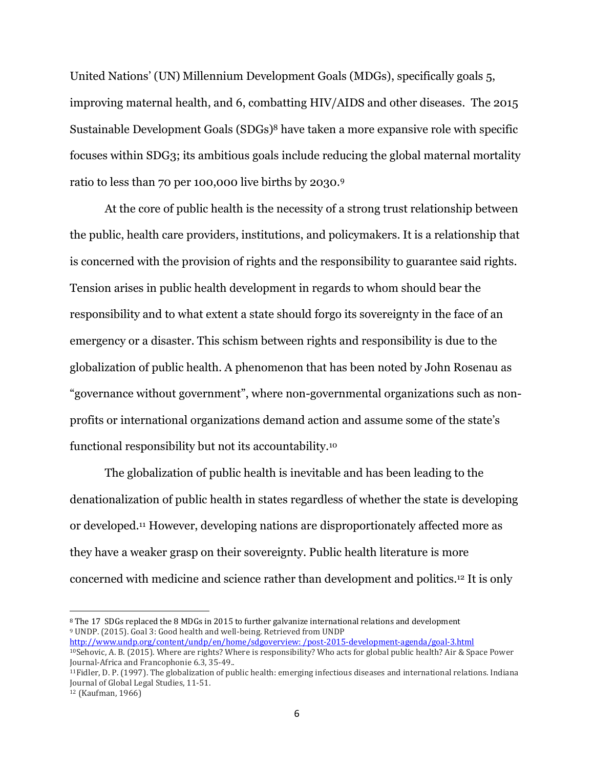United Nations' (UN) Millennium Development Goals (MDGs), specifically goals 5, improving maternal health, and 6, combatting HIV/AIDS and other diseases. The 2015 Sustainable Development Goals (SDGs)[8] have taken a more expansive role with specific focuses within SDG3; its ambitious goals include reducing the global maternal mortality ratio to less than 70 per 100,000 live births by 2030.[9]

At the core of public health is the necessity of a strong trust relationship between the public, health care providers, institutions, and policymakers. It is a relationship that is concerned with the provision of rights and the responsibility to guarantee said rights. Tension arises in public health development in regards to whom should bear the responsibility and to what extent a state should forgo its sovereignty in the face of an emergency or a disaster. This schism between rights and responsibility is due to the globalization of public health. A phenomenon that has been noted by John Rosenau as "governance without government", where non-governmental organizations such as non-profits or international organizations demand action and assume some of the state's functional responsibility but not its accountability.[10]

The globalization of public health is inevitable and has been leading to the denationalization of public health in states regardless of whether the state is developing or developed.[11] However, developing nations are disproportionately affected more as they have a weaker grasp on their sovereignty. Public health literature is more concerned with medicine and science rather than development and politics.[12] It is only

---

[8] The 17 SDGs replaced the 8 MDGs in 2015 to further galvanize international relations and development

[9] UNDP. (2015). Goal 3: Good health and well-being. Retrieved from UNDP http://www.undp.org/content/undp/en/home/sdgoverview: /post-2015-development-agenda/goal-3.html

[10] Sehovic, A. B. (2015). Where are rights? Where is responsibility? Who acts for global public health? Air & Space Power Journal-Africa and Francophonie 6.3, 35-49..

[11] Fidler, D. P. (1997). The globalization of public health: emerging infectious diseases and international relations. Indiana Journal of Global Legal Studies, 11-51.

[12] (Kaufman, 1966)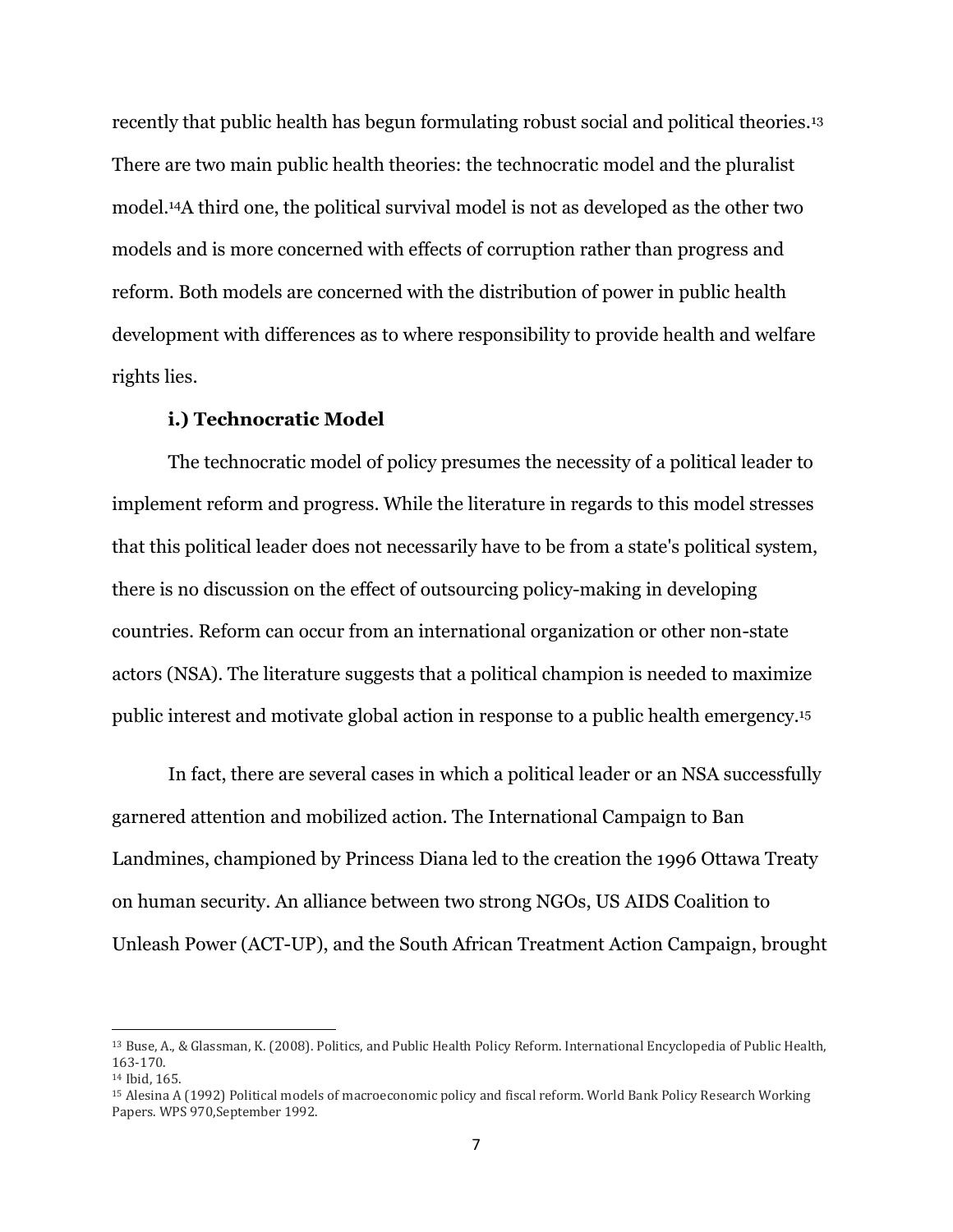recently that public health has begun formulating robust social and political theories.[13] There are two main public health theories: the technocratic model and the pluralist model.[14]A third one, the political survival model is not as developed as the other two models and is more concerned with effects of corruption rather than progress and reform. Both models are concerned with the distribution of power in public health development with differences as to where responsibility to provide health and welfare rights lies.

**i.) Technocratic Model**

The technocratic model of policy presumes the necessity of a political leader to implement reform and progress. While the literature in regards to this model stresses that this political leader does not necessarily have to be from a state's political system, there is no discussion on the effect of outsourcing policy-making in developing countries. Reform can occur from an international organization or other non-state actors (NSA). The literature suggests that a political champion is needed to maximize public interest and motivate global action in response to a public health emergency.[15]

In fact, there are several cases in which a political leader or an NSA successfully garnered attention and mobilized action. The International Campaign to Ban Landmines, championed by Princess Diana led to the creation the 1996 Ottawa Treaty on human security. An alliance between two strong NGOs, US AIDS Coalition to Unleash Power (ACT-UP), and the South African Treatment Action Campaign, brought

---

[13] Buse, A., & Glassman, K. (2008). Politics, and Public Health Policy Reform. International Encyclopedia of Public Health, 163-170.

[14] Ibid, 165.

[15] Alesina A (1992) Political models of macroeconomic policy and fiscal reform. World Bank Policy Research Working Papers. WPS 970,September 1992.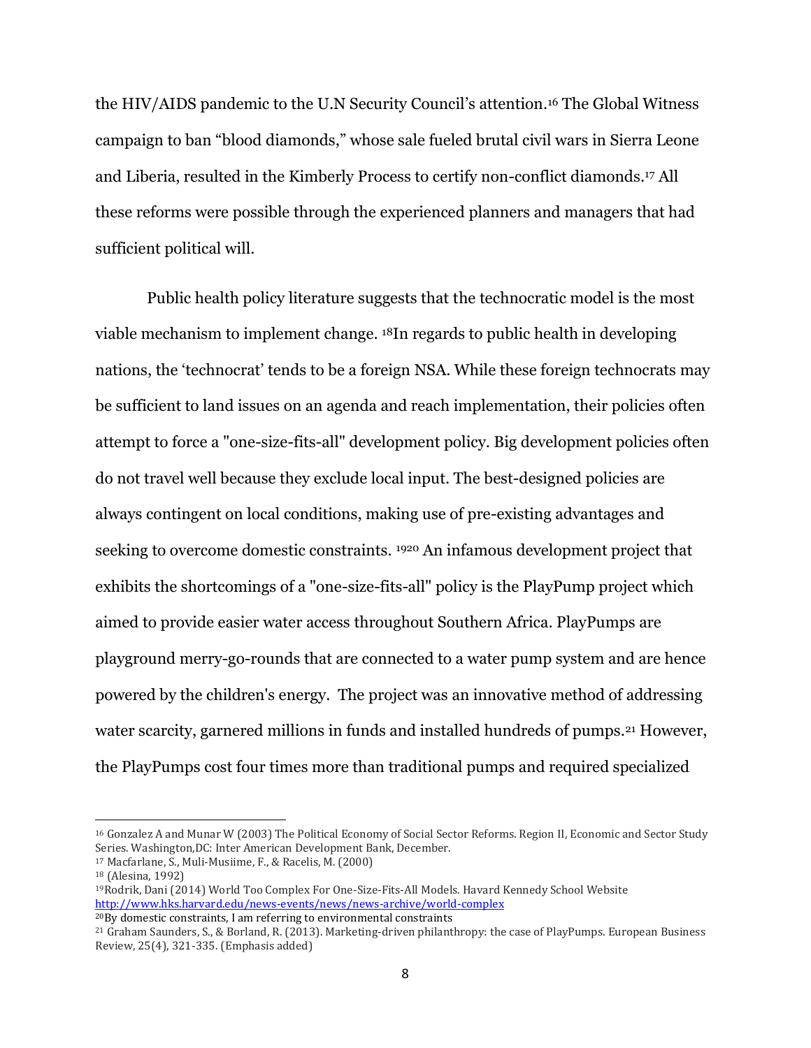the HIV/AIDS pandemic to the U.N Security Council's attention.[16] The Global Witness campaign to ban "blood diamonds," whose sale fueled brutal civil wars in Sierra Leone and Liberia, resulted in the Kimberly Process to certify non-conflict diamonds.[17] All these reforms were possible through the experienced planners and managers that had sufficient political will.

Public health policy literature suggests that the technocratic model is the most viable mechanism to implement change. [18]In regards to public health in developing nations, the 'technocrat' tends to be a foreign NSA. While these foreign technocrats may be sufficient to land issues on an agenda and reach implementation, their policies often attempt to force a "one-size-fits-all" development policy. Big development policies often do not travel well because they exclude local input. The best-designed policies are always contingent on local conditions, making use of pre-existing advantages and seeking to overcome domestic constraints. [19][20] An infamous development project that exhibits the shortcomings of a "one-size-fits-all" policy is the PlayPump project which aimed to provide easier water access throughout Southern Africa. PlayPumps are playground merry-go-rounds that are connected to a water pump system and are hence powered by the children's energy. The project was an innovative method of addressing water scarcity, garnered millions in funds and installed hundreds of pumps.[21] However, the PlayPumps cost four times more than traditional pumps and required specialized

---

[16] Gonzalez A and Munar W (2003) The Political Economy of Social Sector Reforms. Region II, Economic and Sector Study Series. Washington,DC: Inter American Development Bank, December.

[17] Macfarlane, S., Muli-Musiime, F., & Racelis, M. (2000)

[18] (Alesina, 1992)

[19] Rodrik, Dani (2014) World Too Complex For One-Size-Fits-All Models. Havard Kennedy School Website http://www.hks.harvard.edu/news-events/news/news-archive/world-complex

[20] By domestic constraints, I am referring to environmental constraints

[21] Graham Saunders, S., & Borland, R. (2013). Marketing-driven philanthropy: the case of PlayPumps. European Business Review, 25(4), 321-335. (Emphasis added)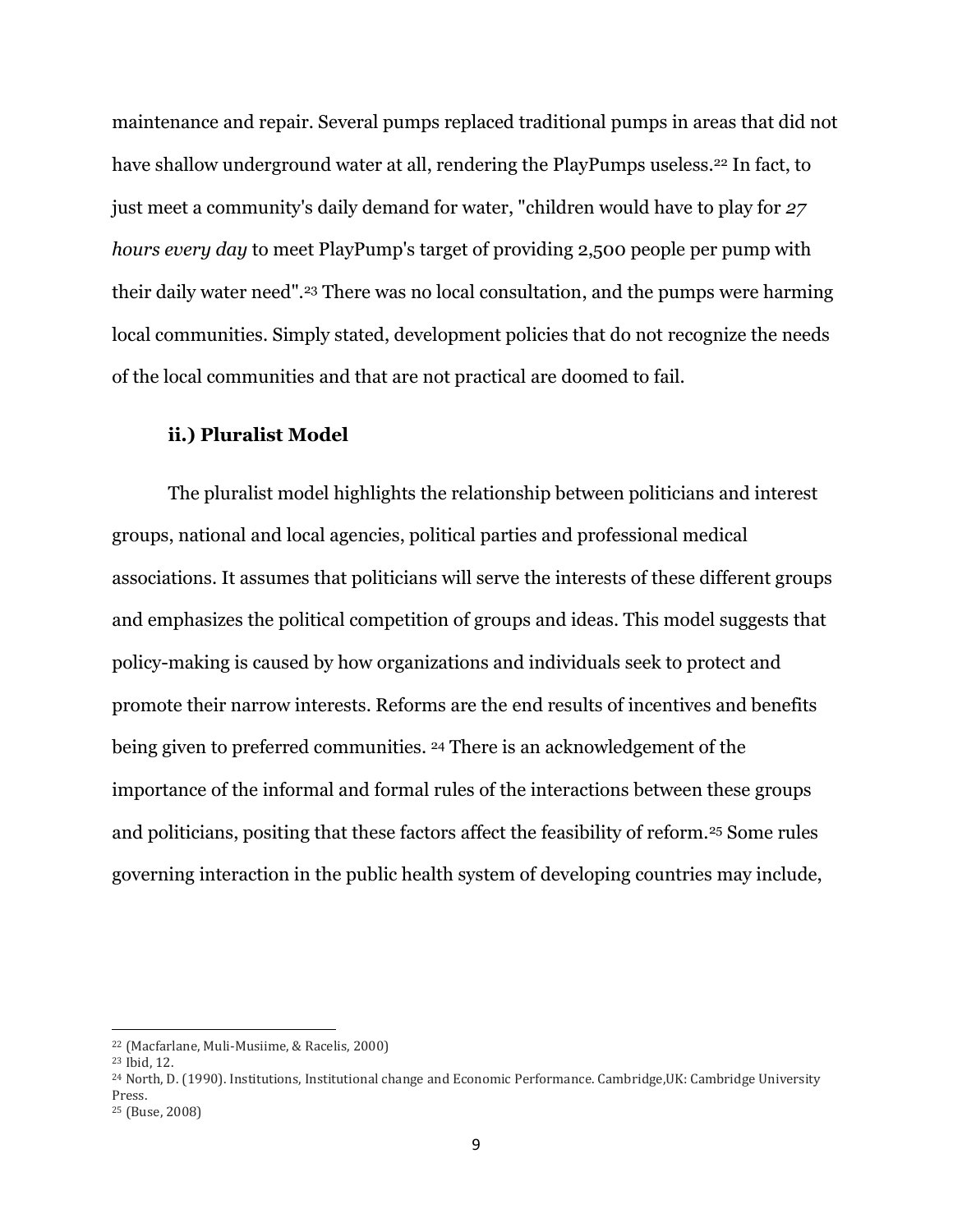maintenance and repair. Several pumps replaced traditional pumps in areas that did not have shallow underground water at all, rendering the PlayPumps useless.[22] In fact, to just meet a community's daily demand for water, "children would have to play for *27 hours every day* to meet PlayPump's target of providing 2,500 people per pump with their daily water need".[23] There was no local consultation, and the pumps were harming local communities. Simply stated, development policies that do not recognize the needs of the local communities and that are not practical are doomed to fail.

### ii.) Pluralist Model

The pluralist model highlights the relationship between politicians and interest groups, national and local agencies, political parties and professional medical associations. It assumes that politicians will serve the interests of these different groups and emphasizes the political competition of groups and ideas. This model suggests that policy-making is caused by how organizations and individuals seek to protect and promote their narrow interests. Reforms are the end results of incentives and benefits being given to preferred communities. [24] There is an acknowledgement of the importance of the informal and formal rules of the interactions between these groups and politicians, positing that these factors affect the feasibility of reform.[25] Some rules governing interaction in the public health system of developing countries may include,

---

[22] (Macfarlane, Muli-Musiime, & Racelis, 2000)

[23] Ibid, 12.

[24] North, D. (1990). Institutions, Institutional change and Economic Performance. Cambridge,UK: Cambridge University Press.

[25] (Buse, 2008)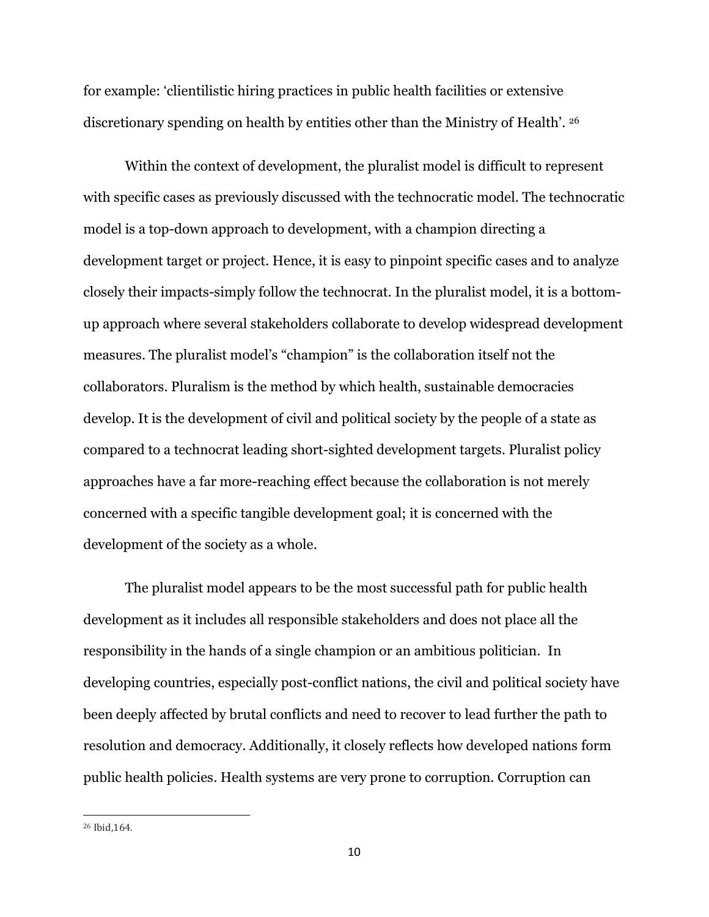for example: 'clientilistic hiring practices in public health facilities or extensive discretionary spending on health by entities other than the Ministry of Health'. [26]

Within the context of development, the pluralist model is difficult to represent with specific cases as previously discussed with the technocratic model. The technocratic model is a top-down approach to development, with a champion directing a development target or project. Hence, it is easy to pinpoint specific cases and to analyze closely their impacts-simply follow the technocrat. In the pluralist model, it is a bottom-up approach where several stakeholders collaborate to develop widespread development measures. The pluralist model's "champion" is the collaboration itself not the collaborators. Pluralism is the method by which health, sustainable democracies develop. It is the development of civil and political society by the people of a state as compared to a technocrat leading short-sighted development targets. Pluralist policy approaches have a far more-reaching effect because the collaboration is not merely concerned with a specific tangible development goal; it is concerned with the development of the society as a whole.

The pluralist model appears to be the most successful path for public health development as it includes all responsible stakeholders and does not place all the responsibility in the hands of a single champion or an ambitious politician. In developing countries, especially post-conflict nations, the civil and political society have been deeply affected by brutal conflicts and need to recover to lead further the path to resolution and democracy. Additionally, it closely reflects how developed nations form public health policies. Health systems are very prone to corruption. Corruption can

---

[26] Ibid,164.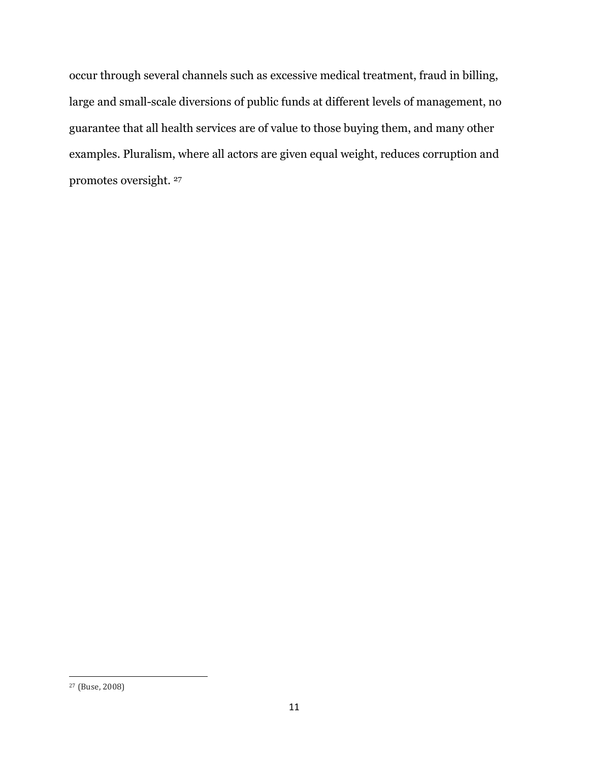occur through several channels such as excessive medical treatment, fraud in billing, large and small-scale diversions of public funds at different levels of management, no guarantee that all health services are of value to those buying them, and many other examples. Pluralism, where all actors are given equal weight, reduces corruption and promotes oversight. [27]

---

[27] (Buse, 2008)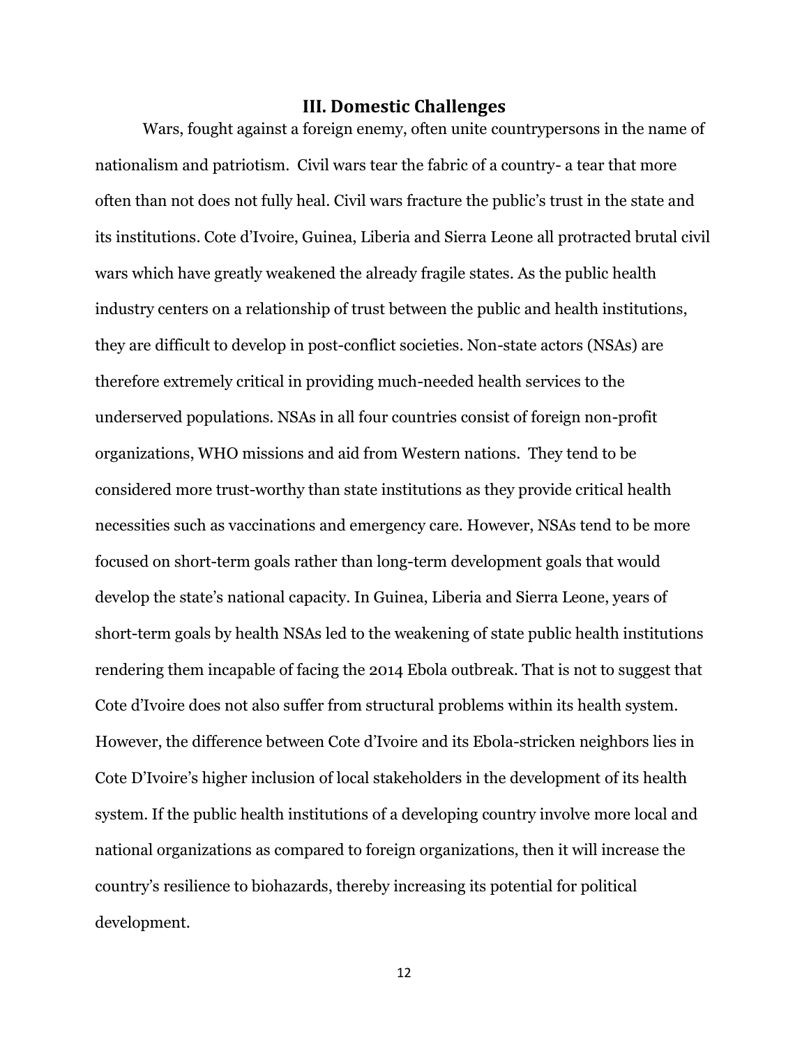## III. Domestic Challenges

Wars, fought against a foreign enemy, often unite countrypersons in the name of nationalism and patriotism. Civil wars tear the fabric of a country- a tear that more often than not does not fully heal. Civil wars fracture the public's trust in the state and its institutions. Cote d'Ivoire, Guinea, Liberia and Sierra Leone all protracted brutal civil wars which have greatly weakened the already fragile states. As the public health industry centers on a relationship of trust between the public and health institutions, they are difficult to develop in post-conflict societies. Non-state actors (NSAs) are therefore extremely critical in providing much-needed health services to the underserved populations. NSAs in all four countries consist of foreign non-profit organizations, WHO missions and aid from Western nations. They tend to be considered more trust-worthy than state institutions as they provide critical health necessities such as vaccinations and emergency care. However, NSAs tend to be more focused on short-term goals rather than long-term development goals that would develop the state's national capacity. In Guinea, Liberia and Sierra Leone, years of short-term goals by health NSAs led to the weakening of state public health institutions rendering them incapable of facing the 2014 Ebola outbreak. That is not to suggest that Cote d'Ivoire does not also suffer from structural problems within its health system. However, the difference between Cote d'Ivoire and its Ebola-stricken neighbors lies in Cote D'Ivoire's higher inclusion of local stakeholders in the development of its health system. If the public health institutions of a developing country involve more local and national organizations as compared to foreign organizations, then it will increase the country's resilience to biohazards, thereby increasing its potential for political development.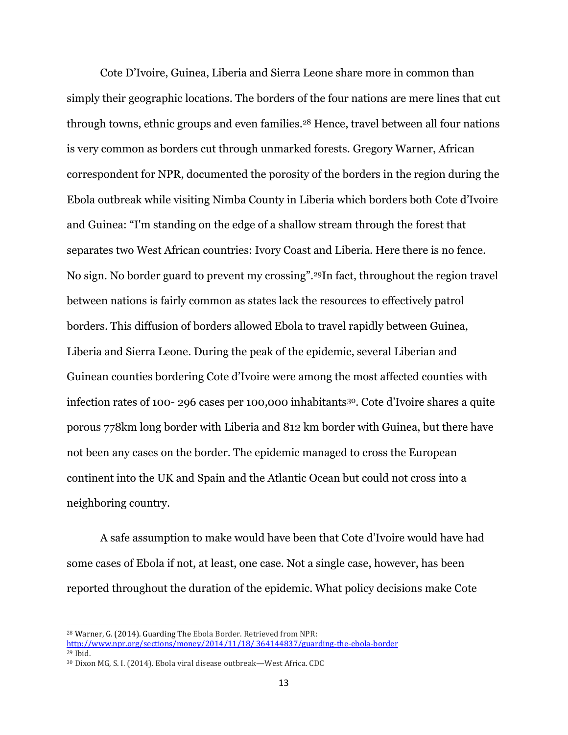Cote D'Ivoire, Guinea, Liberia and Sierra Leone share more in common than simply their geographic locations. The borders of the four nations are mere lines that cut through towns, ethnic groups and even families.[28] Hence, travel between all four nations is very common as borders cut through unmarked forests. Gregory Warner, African correspondent for NPR, documented the porosity of the borders in the region during the Ebola outbreak while visiting Nimba County in Liberia which borders both Cote d'Ivoire and Guinea: "I'm standing on the edge of a shallow stream through the forest that separates two West African countries: Ivory Coast and Liberia. Here there is no fence. No sign. No border guard to prevent my crossing".[29]In fact, throughout the region travel between nations is fairly common as states lack the resources to effectively patrol borders. This diffusion of borders allowed Ebola to travel rapidly between Guinea, Liberia and Sierra Leone. During the peak of the epidemic, several Liberian and Guinean counties bordering Cote d'Ivoire were among the most affected counties with infection rates of 100- 296 cases per 100,000 inhabitants[30]. Cote d'Ivoire shares a quite porous 778km long border with Liberia and 812 km border with Guinea, but there have not been any cases on the border. The epidemic managed to cross the European continent into the UK and Spain and the Atlantic Ocean but could not cross into a neighboring country.

A safe assumption to make would have been that Cote d'Ivoire would have had some cases of Ebola if not, at least, one case. Not a single case, however, has been reported throughout the duration of the epidemic. What policy decisions make Cote

---

[28] Warner, G. (2014). Guarding The Ebola Border. Retrieved from NPR: http://www.npr.org/sections/money/2014/11/18/ 364144837/guarding-the-ebola-border

[29] Ibid.

[30] Dixon MG, S. I. (2014). Ebola viral disease outbreak—West Africa. CDC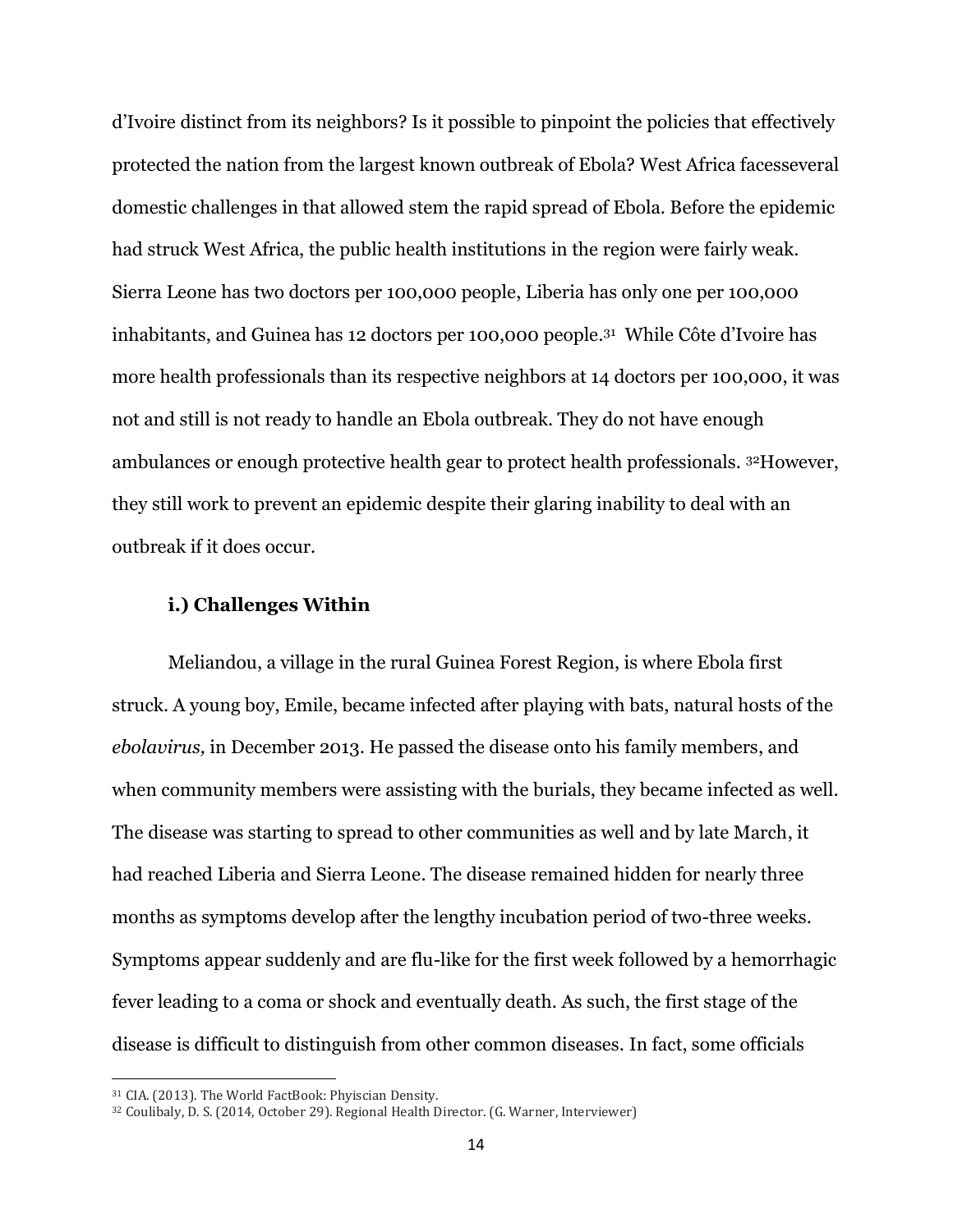d'Ivoire distinct from its neighbors? Is it possible to pinpoint the policies that effectively protected the nation from the largest known outbreak of Ebola? West Africa facesseveral domestic challenges in that allowed stem the rapid spread of Ebola. Before the epidemic had struck West Africa, the public health institutions in the region were fairly weak. Sierra Leone has two doctors per 100,000 people, Liberia has only one per 100,000 inhabitants, and Guinea has 12 doctors per 100,000 people.[31] While Côte d'Ivoire has more health professionals than its respective neighbors at 14 doctors per 100,000, it was not and still is not ready to handle an Ebola outbreak. They do not have enough ambulances or enough protective health gear to protect health professionals. [32]However, they still work to prevent an epidemic despite their glaring inability to deal with an outbreak if it does occur.

### i.) Challenges Within

Meliandou, a village in the rural Guinea Forest Region, is where Ebola first struck. A young boy, Emile, became infected after playing with bats, natural hosts of the *ebolavirus,* in December 2013. He passed the disease onto his family members, and when community members were assisting with the burials, they became infected as well. The disease was starting to spread to other communities as well and by late March, it had reached Liberia and Sierra Leone. The disease remained hidden for nearly three months as symptoms develop after the lengthy incubation period of two-three weeks. Symptoms appear suddenly and are flu-like for the first week followed by a hemorrhagic fever leading to a coma or shock and eventually death. As such, the first stage of the disease is difficult to distinguish from other common diseases. In fact, some officials

[31] CIA. (2013). The World FactBook: Phyiscian Density.

[32] Coulibaly, D. S. (2014, October 29). Regional Health Director. (G. Warner, Interviewer)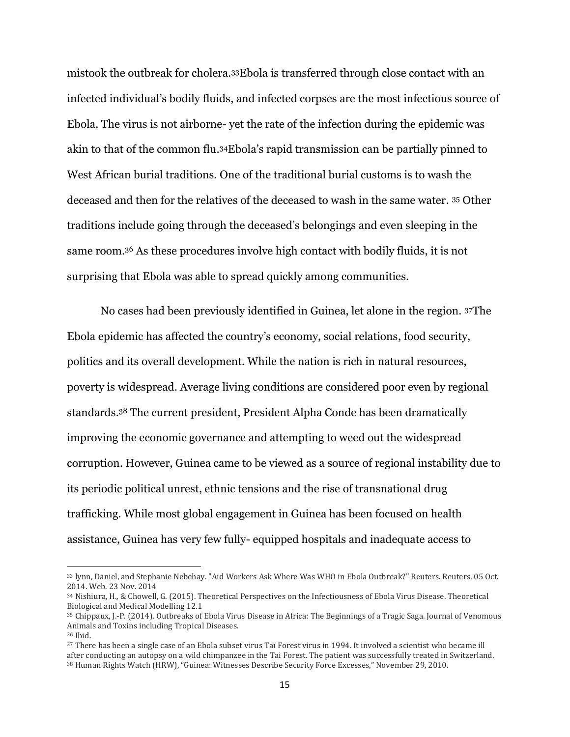mistook the outbreak for cholera.[33]Ebola is transferred through close contact with an infected individual's bodily fluids, and infected corpses are the most infectious source of Ebola. The virus is not airborne- yet the rate of the infection during the epidemic was akin to that of the common flu.[34]Ebola's rapid transmission can be partially pinned to West African burial traditions. One of the traditional burial customs is to wash the deceased and then for the relatives of the deceased to wash in the same water. [35] Other traditions include going through the deceased's belongings and even sleeping in the same room.[36] As these procedures involve high contact with bodily fluids, it is not surprising that Ebola was able to spread quickly among communities.

No cases had been previously identified in Guinea, let alone in the region. [37]The Ebola epidemic has affected the country's economy, social relations, food security, politics and its overall development. While the nation is rich in natural resources, poverty is widespread. Average living conditions are considered poor even by regional standards.[38] The current president, President Alpha Conde has been dramatically improving the economic governance and attempting to weed out the widespread corruption. However, Guinea came to be viewed as a source of regional instability due to its periodic political unrest, ethnic tensions and the rise of transnational drug trafficking. While most global engagement in Guinea has been focused on health assistance, Guinea has very few fully- equipped hospitals and inadequate access to

---

[33] lynn, Daniel, and Stephanie Nebehay. "Aid Workers Ask Where Was WHO in Ebola Outbreak?" Reuters. Reuters, 05 Oct. 2014. Web. 23 Nov. 2014

[34] Nishiura, H., & Chowell, G. (2015). Theoretical Perspectives on the Infectiousness of Ebola Virus Disease. Theoretical Biological and Medical Modelling 12.1

[35] Chippaux, J.-P. (2014). Outbreaks of Ebola Virus Disease in Africa: The Beginnings of a Tragic Saga. Journal of Venomous Animals and Toxins including Tropical Diseases.

[36] Ibid.

[37] There has been a single case of an Ebola subset virus Taï Forest virus in 1994. It involved a scientist who became ill after conducting an autopsy on a wild chimpanzee in the Tai Forest. The patient was successfully treated in Switzerland.

[38] Human Rights Watch (HRW), "Guinea: Witnesses Describe Security Force Excesses," November 29, 2010.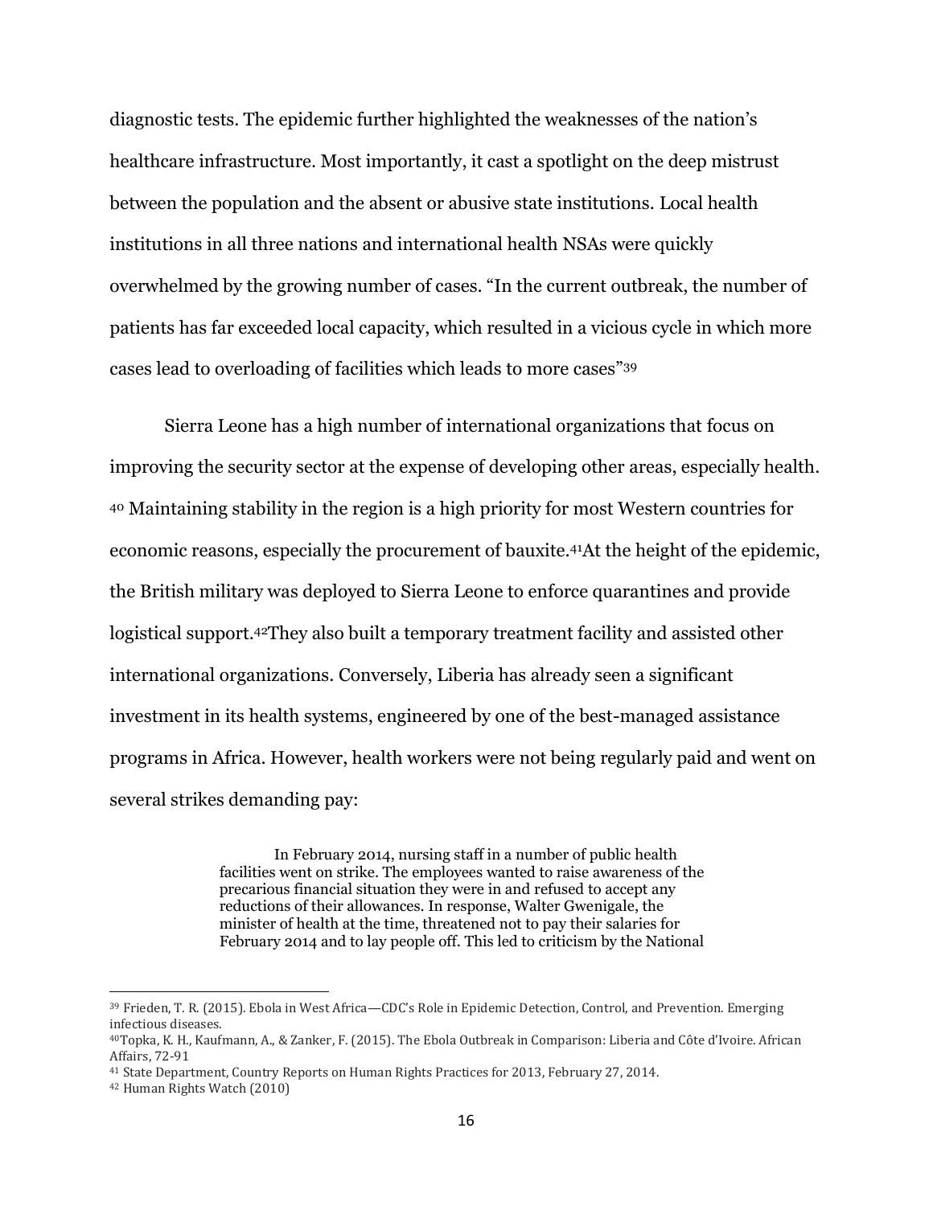diagnostic tests. The epidemic further highlighted the weaknesses of the nation's healthcare infrastructure. Most importantly, it cast a spotlight on the deep mistrust between the population and the absent or abusive state institutions. Local health institutions in all three nations and international health NSAs were quickly overwhelmed by the growing number of cases. "In the current outbreak, the number of patients has far exceeded local capacity, which resulted in a vicious cycle in which more cases lead to overloading of facilities which leads to more cases"[39]

Sierra Leone has a high number of international organizations that focus on improving the security sector at the expense of developing other areas, especially health. [40] Maintaining stability in the region is a high priority for most Western countries for economic reasons, especially the procurement of bauxite.[41]At the height of the epidemic, the British military was deployed to Sierra Leone to enforce quarantines and provide logistical support.[42]They also built a temporary treatment facility and assisted other international organizations. Conversely, Liberia has already seen a significant investment in its health systems, engineered by one of the best-managed assistance programs in Africa. However, health workers were not being regularly paid and went on several strikes demanding pay:

> In February 2014, nursing staff in a number of public health facilities went on strike. The employees wanted to raise awareness of the precarious financial situation they were in and refused to accept any reductions of their allowances. In response, Walter Gwenigale, the minister of health at the time, threatened not to pay their salaries for February 2014 and to lay people off. This led to criticism by the National

---

[39] Frieden, T. R. (2015). Ebola in West Africa—CDC's Role in Epidemic Detection, Control, and Prevention. Emerging infectious diseases.

[40]Topka, K. H., Kaufmann, A., & Zanker, F. (2015). The Ebola Outbreak in Comparison: Liberia and Côte d'Ivoire. African Affairs, 72-91

[41] State Department, Country Reports on Human Rights Practices for 2013, February 27, 2014.

[42] Human Rights Watch (2010)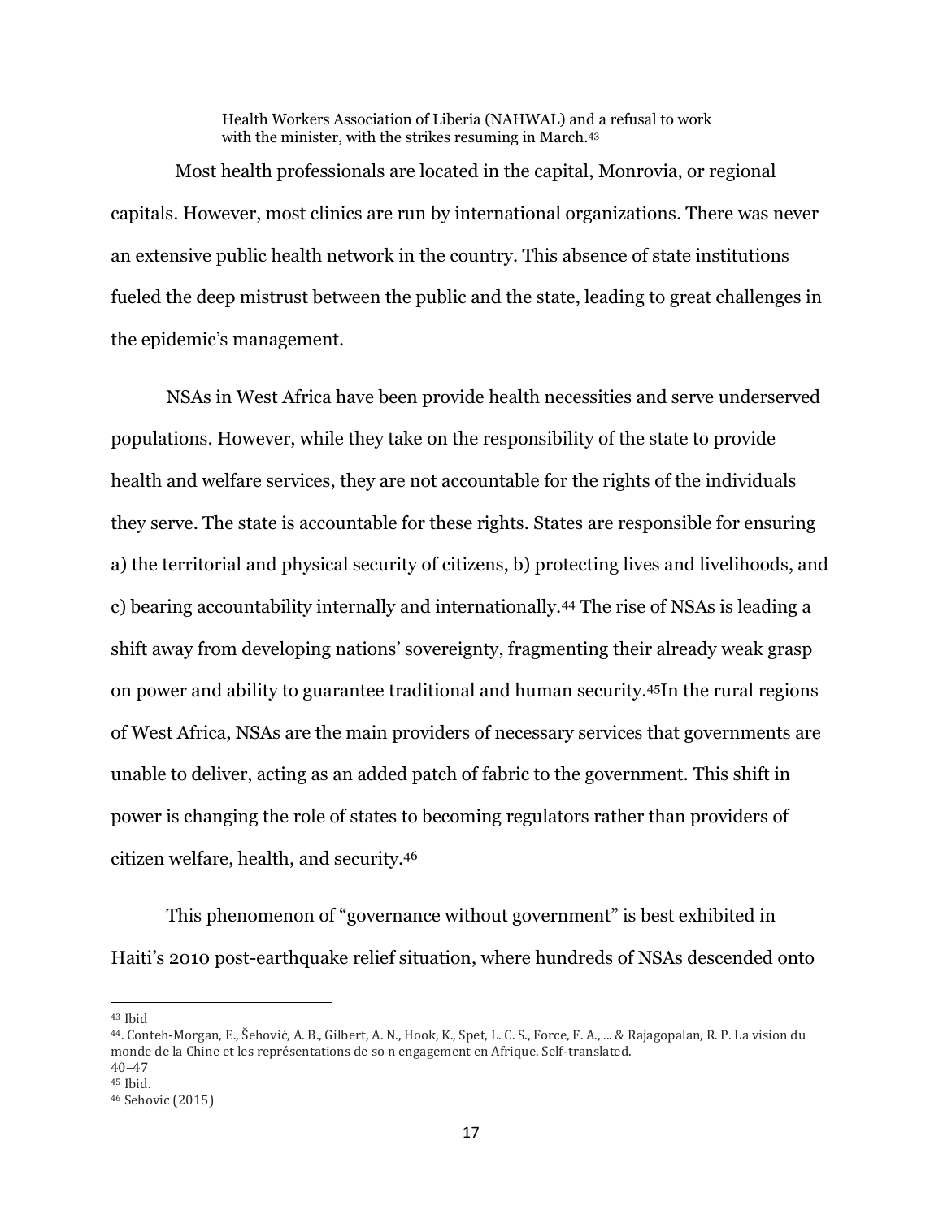> Health Workers Association of Liberia (NAHWAL) and a refusal to work with the minister, with the strikes resuming in March.[43]

Most health professionals are located in the capital, Monrovia, or regional capitals. However, most clinics are run by international organizations. There was never an extensive public health network in the country. This absence of state institutions fueled the deep mistrust between the public and the state, leading to great challenges in the epidemic's management.

NSAs in West Africa have been provide health necessities and serve underserved populations. However, while they take on the responsibility of the state to provide health and welfare services, they are not accountable for the rights of the individuals they serve. The state is accountable for these rights. States are responsible for ensuring a) the territorial and physical security of citizens, b) protecting lives and livelihoods, and c) bearing accountability internally and internationally.[44] The rise of NSAs is leading a shift away from developing nations' sovereignty, fragmenting their already weak grasp on power and ability to guarantee traditional and human security.[45]In the rural regions of West Africa, NSAs are the main providers of necessary services that governments are unable to deliver, acting as an added patch of fabric to the government. This shift in power is changing the role of states to becoming regulators rather than providers of citizen welfare, health, and security.[46]

This phenomenon of "governance without government" is best exhibited in Haiti's 2010 post-earthquake relief situation, where hundreds of NSAs descended onto

---

[43] Ibid

[44]. Conteh-Morgan, E., Šehović, A. B., Gilbert, A. N., Hook, K., Spet, L. C. S., Force, F. A., ... & Rajagopalan, R. P. La vision du monde de la Chine et les représentations de so n engagement en Afrique. Self-translated. 40–47

[45] Ibid.

[46] Sehovic (2015)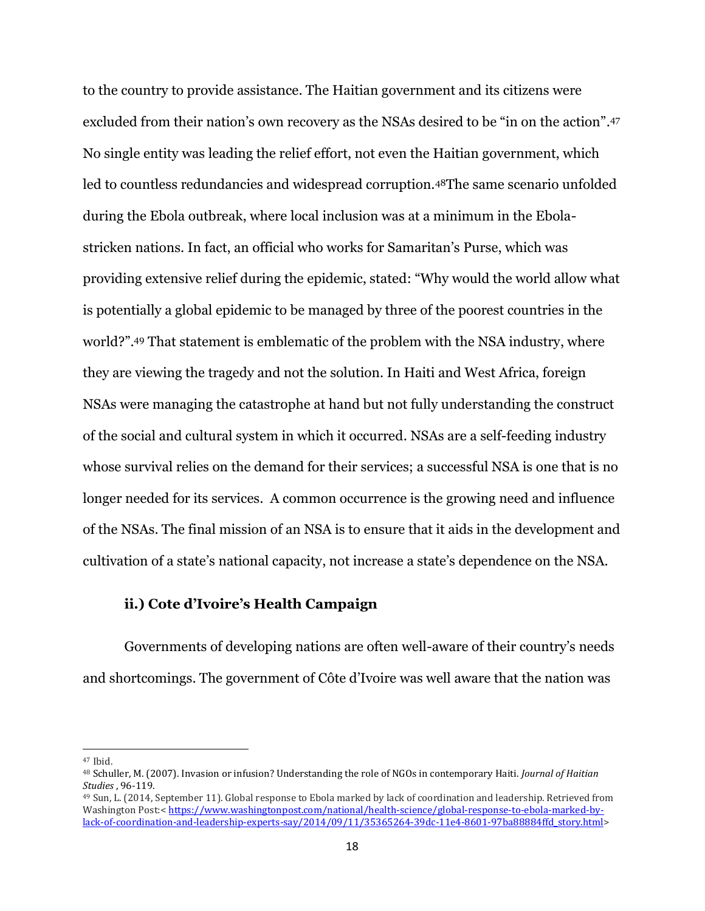to the country to provide assistance. The Haitian government and its citizens were excluded from their nation's own recovery as the NSAs desired to be "in on the action".[47] No single entity was leading the relief effort, not even the Haitian government, which led to countless redundancies and widespread corruption.[48]The same scenario unfolded during the Ebola outbreak, where local inclusion was at a minimum in the Ebola-stricken nations. In fact, an official who works for Samaritan's Purse, which was providing extensive relief during the epidemic, stated: "Why would the world allow what is potentially a global epidemic to be managed by three of the poorest countries in the world?".[49] That statement is emblematic of the problem with the NSA industry, where they are viewing the tragedy and not the solution. In Haiti and West Africa, foreign NSAs were managing the catastrophe at hand but not fully understanding the construct of the social and cultural system in which it occurred. NSAs are a self-feeding industry whose survival relies on the demand for their services; a successful NSA is one that is no longer needed for its services.  A common occurrence is the growing need and influence of the NSAs. The final mission of an NSA is to ensure that it aids in the development and cultivation of a state's national capacity, not increase a state's dependence on the NSA.

### ii.) Cote d'Ivoire's Health Campaign

Governments of developing nations are often well-aware of their country's needs and shortcomings. The government of Côte d'Ivoire was well aware that the nation was

---

[47] Ibid.

[48] Schuller, M. (2007). Invasion or infusion? Understanding the role of NGOs in contemporary Haiti. *Journal of Haitian Studies* , 96-119.

[49] Sun, L. (2014, September 11). Global response to Ebola marked by lack of coordination and leadership. Retrieved from Washington Post:< https://www.washingtonpost.com/national/health-science/global-response-to-ebola-marked-by-lack-of-coordination-and-leadership-experts-say/2014/09/11/35365264-39dc-11e4-8601-97ba88884ffd_story.html>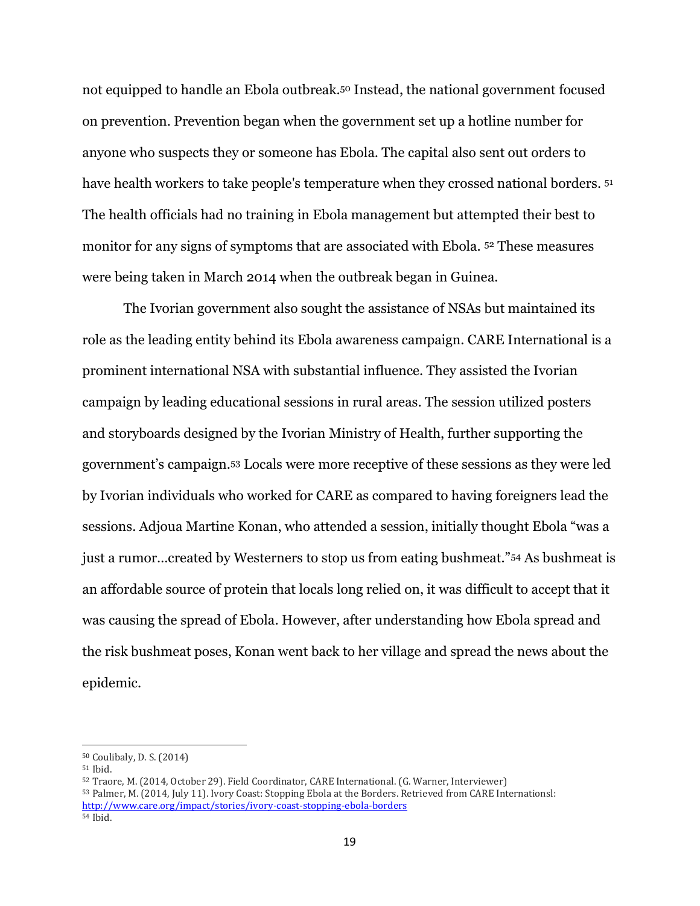not equipped to handle an Ebola outbreak.[50] Instead, the national government focused on prevention. Prevention began when the government set up a hotline number for anyone who suspects they or someone has Ebola. The capital also sent out orders to have health workers to take people's temperature when they crossed national borders. [51] The health officials had no training in Ebola management but attempted their best to monitor for any signs of symptoms that are associated with Ebola. [52] These measures were being taken in March 2014 when the outbreak began in Guinea.

The Ivorian government also sought the assistance of NSAs but maintained its role as the leading entity behind its Ebola awareness campaign. CARE International is a prominent international NSA with substantial influence. They assisted the Ivorian campaign by leading educational sessions in rural areas. The session utilized posters and storyboards designed by the Ivorian Ministry of Health, further supporting the government's campaign.[53] Locals were more receptive of these sessions as they were led by Ivorian individuals who worked for CARE as compared to having foreigners lead the sessions. Adjoua Martine Konan, who attended a session, initially thought Ebola "was a just a rumor…created by Westerners to stop us from eating bushmeat."[54] As bushmeat is an affordable source of protein that locals long relied on, it was difficult to accept that it was causing the spread of Ebola. However, after understanding how Ebola spread and the risk bushmeat poses, Konan went back to her village and spread the news about the epidemic.

---

[50] Coulibaly, D. S. (2014)

[51] Ibid.

[52] Traore, M. (2014, October 29). Field Coordinator, CARE International. (G. Warner, Interviewer)

[53] Palmer, M. (2014, July 11). Ivory Coast: Stopping Ebola at the Borders. Retrieved from CARE Internationsl: http://www.care.org/impact/stories/ivory-coast-stopping-ebola-borders

[54] Ibid.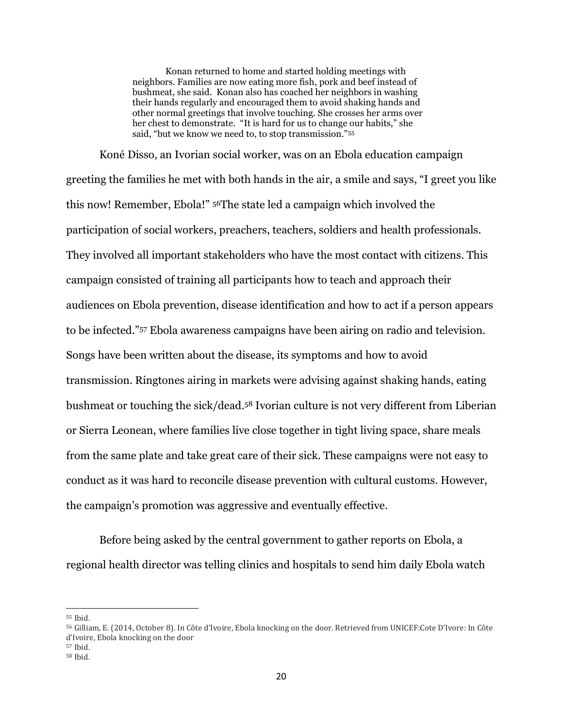> Konan returned to home and started holding meetings with neighbors. Families are now eating more fish, pork and beef instead of bushmeat, she said. Konan also has coached her neighbors in washing their hands regularly and encouraged them to avoid shaking hands and other normal greetings that involve touching. She crosses her arms over her chest to demonstrate. "It is hard for us to change our habits," she said, "but we know we need to, to stop transmission."[55]

Koné Disso, an Ivorian social worker, was on an Ebola education campaign greeting the families he met with both hands in the air, a smile and says, "I greet you like this now! Remember, Ebola!" [56]The state led a campaign which involved the participation of social workers, preachers, teachers, soldiers and health professionals. They involved all important stakeholders who have the most contact with citizens. This campaign consisted of training all participants how to teach and approach their audiences on Ebola prevention, disease identification and how to act if a person appears to be infected."[57] Ebola awareness campaigns have been airing on radio and television. Songs have been written about the disease, its symptoms and how to avoid transmission. Ringtones airing in markets were advising against shaking hands, eating bushmeat or touching the sick/dead.[58] Ivorian culture is not very different from Liberian or Sierra Leonean, where families live close together in tight living space, share meals from the same plate and take great care of their sick. These campaigns were not easy to conduct as it was hard to reconcile disease prevention with cultural customs. However, the campaign's promotion was aggressive and eventually effective.

Before being asked by the central government to gather reports on Ebola, a regional health director was telling clinics and hospitals to send him daily Ebola watch

---

[55] Ibid.

[56] Gilliam, E. (2014, October 8). In Côte d'Ivoire, Ebola knocking on the door. Retrieved from UNICEF:Cote D'Ivore: In Côte d'Ivoire, Ebola knocking on the door

[57] Ibid.

[58] Ibid.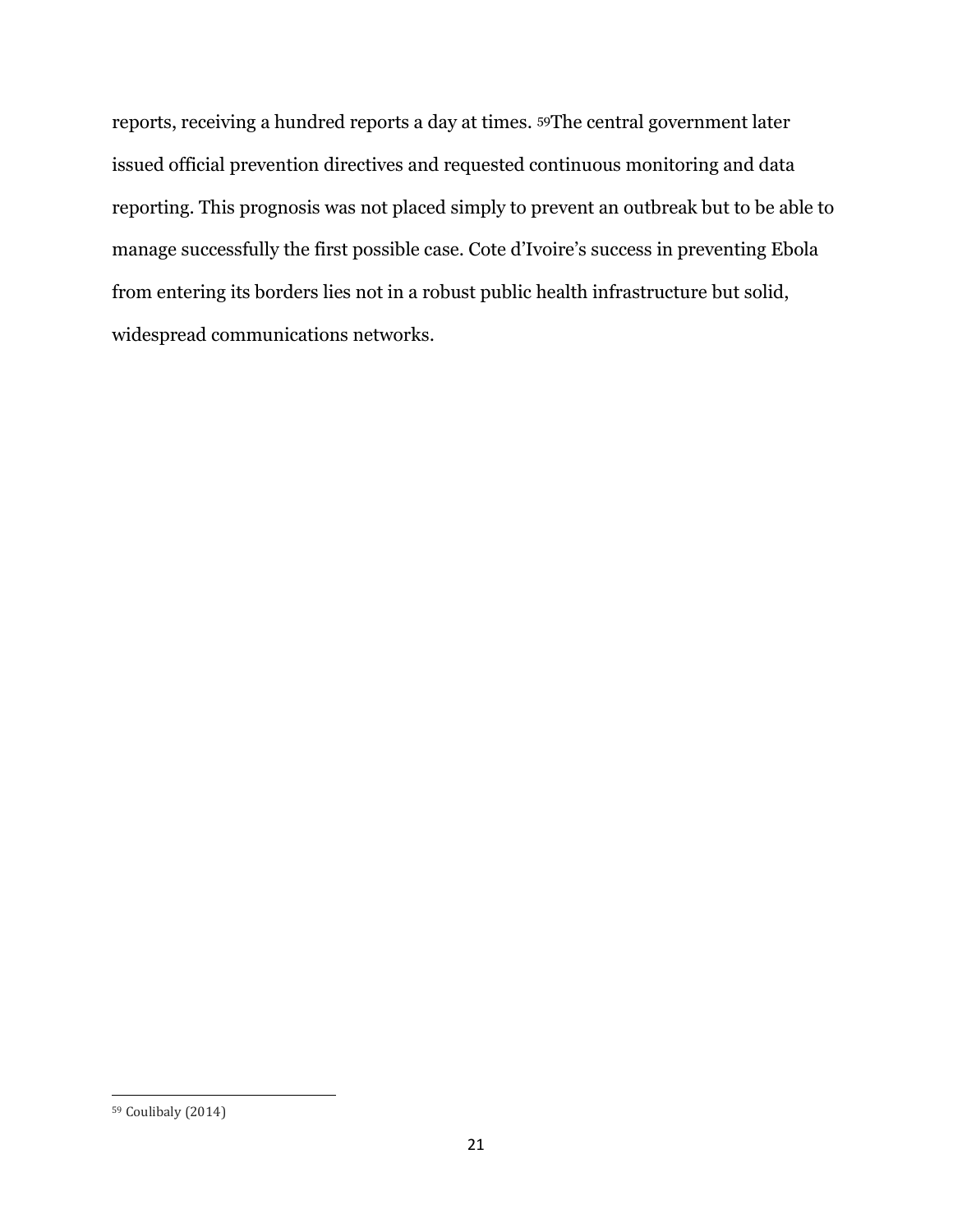reports, receiving a hundred reports a day at times. [59]The central government later issued official prevention directives and requested continuous monitoring and data reporting. This prognosis was not placed simply to prevent an outbreak but to be able to manage successfully the first possible case. Cote d'Ivoire's success in preventing Ebola from entering its borders lies not in a robust public health infrastructure but solid, widespread communications networks.

---

[59] Coulibaly (2014)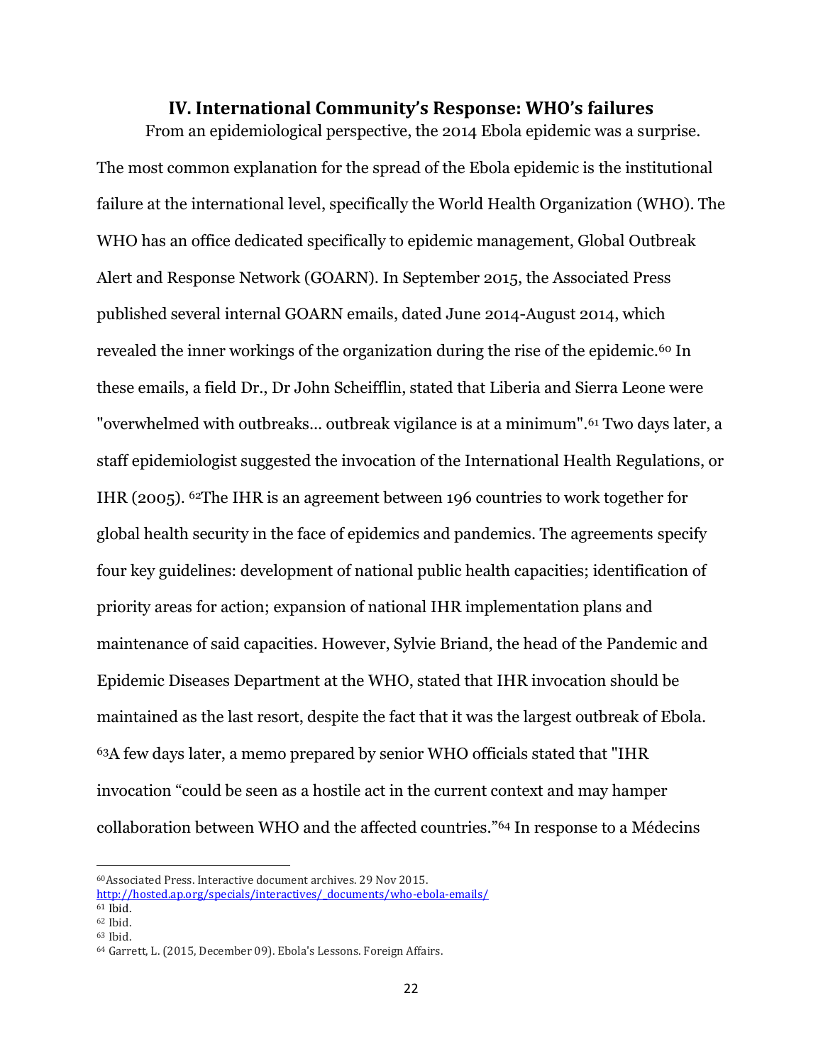## IV. International Community's Response: WHO's failures

From an epidemiological perspective, the 2014 Ebola epidemic was a surprise. The most common explanation for the spread of the Ebola epidemic is the institutional failure at the international level, specifically the World Health Organization (WHO). The WHO has an office dedicated specifically to epidemic management, Global Outbreak Alert and Response Network (GOARN). In September 2015, the Associated Press published several internal GOARN emails, dated June 2014-August 2014, which revealed the inner workings of the organization during the rise of the epidemic.[60] In these emails, a field Dr., Dr John Scheifflin, stated that Liberia and Sierra Leone were "overwhelmed with outbreaks... outbreak vigilance is at a minimum".[61] Two days later, a staff epidemiologist suggested the invocation of the International Health Regulations, or IHR (2005). [62]The IHR is an agreement between 196 countries to work together for global health security in the face of epidemics and pandemics. The agreements specify four key guidelines: development of national public health capacities; identification of priority areas for action; expansion of national IHR implementation plans and maintenance of said capacities. However, Sylvie Briand, the head of the Pandemic and Epidemic Diseases Department at the WHO, stated that IHR invocation should be maintained as the last resort, despite the fact that it was the largest outbreak of Ebola. [63]A few days later, a memo prepared by senior WHO officials stated that "IHR invocation "could be seen as a hostile act in the current context and may hamper collaboration between WHO and the affected countries."[64] In response to a Médecins

---

[60] Associated Press. Interactive document archives. 29 Nov 2015. http://hosted.ap.org/specials/interactives/_documents/who-ebola-emails/

[61] Ibid.

[62] Ibid.

[63] Ibid.

[64] Garrett, L. (2015, December 09). Ebola's Lessons. Foreign Affairs.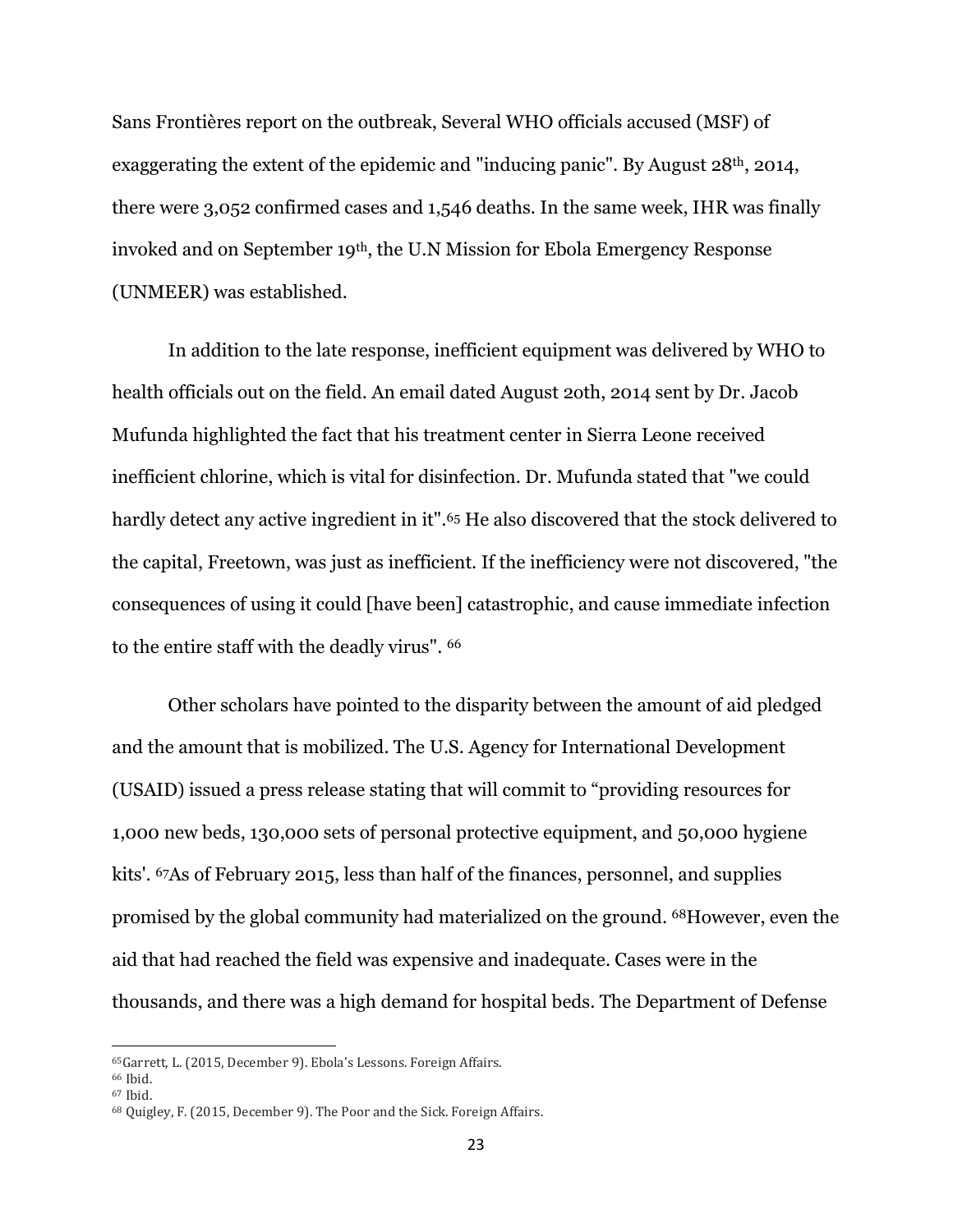Sans Frontières report on the outbreak, Several WHO officials accused (MSF) of exaggerating the extent of the epidemic and "inducing panic". By August 28th, 2014, there were 3,052 confirmed cases and 1,546 deaths. In the same week, IHR was finally invoked and on September 19th, the U.N Mission for Ebola Emergency Response (UNMEER) was established.

In addition to the late response, inefficient equipment was delivered by WHO to health officials out on the field. An email dated August 20th, 2014 sent by Dr. Jacob Mufunda highlighted the fact that his treatment center in Sierra Leone received inefficient chlorine, which is vital for disinfection. Dr. Mufunda stated that "we could hardly detect any active ingredient in it".[65] He also discovered that the stock delivered to the capital, Freetown, was just as inefficient. If the inefficiency were not discovered, "the consequences of using it could [have been] catastrophic, and cause immediate infection to the entire staff with the deadly virus". [66]

Other scholars have pointed to the disparity between the amount of aid pledged and the amount that is mobilized. The U.S. Agency for International Development (USAID) issued a press release stating that will commit to "providing resources for 1,000 new beds, 130,000 sets of personal protective equipment, and 50,000 hygiene kits'. [67]As of February 2015, less than half of the finances, personnel, and supplies promised by the global community had materialized on the ground. [68]However, even the aid that had reached the field was expensive and inadequate. Cases were in the thousands, and there was a high demand for hospital beds. The Department of Defense

[65]Garrett, L. (2015, December 9). Ebola's Lessons. Foreign Affairs.

[66] Ibid.

[67] Ibid.

[68] Quigley, F. (2015, December 9). The Poor and the Sick. Foreign Affairs.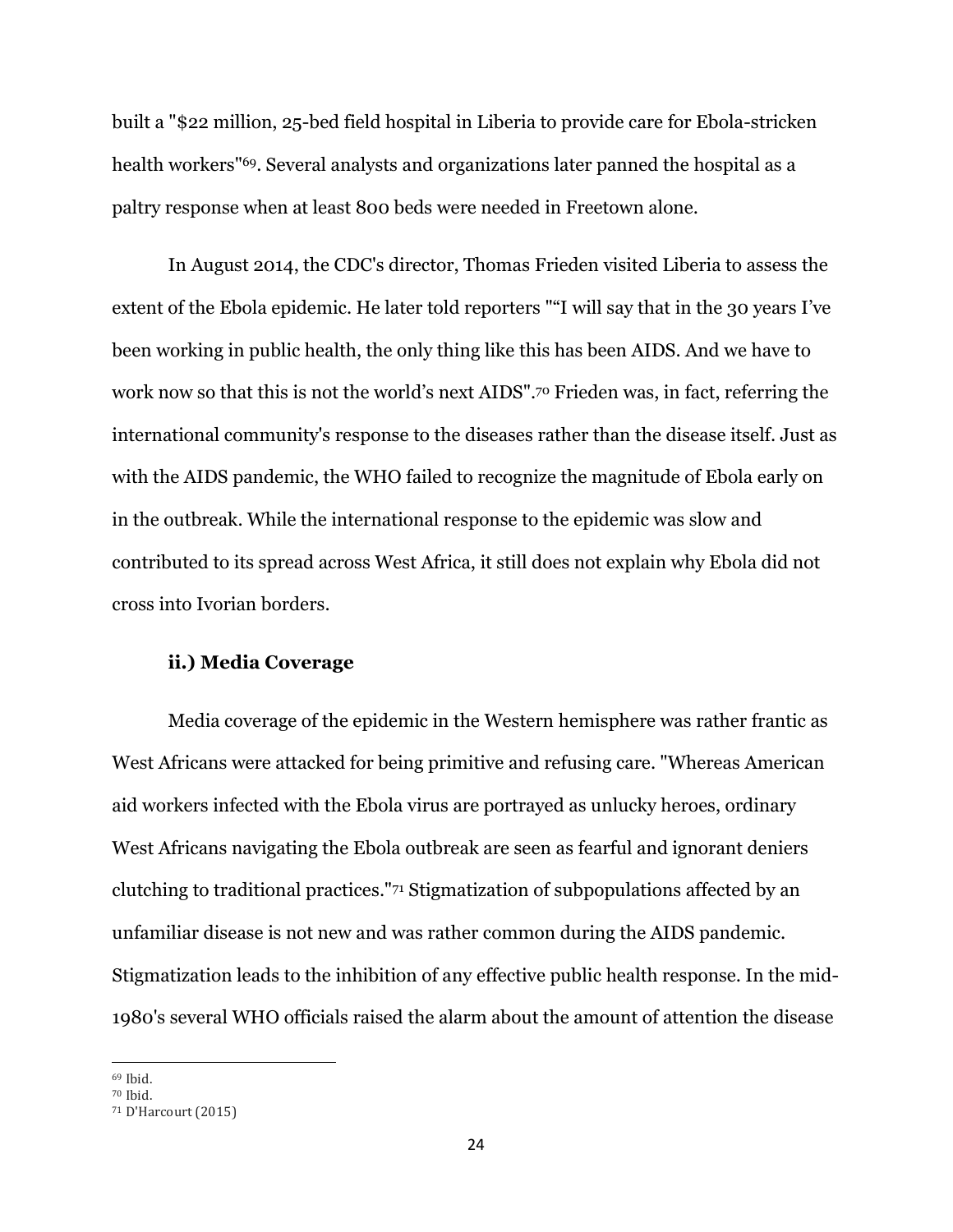built a "$22 million, 25-bed field hospital in Liberia to provide care for Ebola-stricken health workers"[69]. Several analysts and organizations later panned the hospital as a paltry response when at least 800 beds were needed in Freetown alone.

In August 2014, the CDC's director, Thomas Frieden visited Liberia to assess the extent of the Ebola epidemic. He later told reporters ""I will say that in the 30 years I've been working in public health, the only thing like this has been AIDS. And we have to work now so that this is not the world's next AIDS".[70] Frieden was, in fact, referring the international community's response to the diseases rather than the disease itself. Just as with the AIDS pandemic, the WHO failed to recognize the magnitude of Ebola early on in the outbreak. While the international response to the epidemic was slow and contributed to its spread across West Africa, it still does not explain why Ebola did not cross into Ivorian borders.

### ii.) Media Coverage

Media coverage of the epidemic in the Western hemisphere was rather frantic as West Africans were attacked for being primitive and refusing care. "Whereas American aid workers infected with the Ebola virus are portrayed as unlucky heroes, ordinary West Africans navigating the Ebola outbreak are seen as fearful and ignorant deniers clutching to traditional practices."[71] Stigmatization of subpopulations affected by an unfamiliar disease is not new and was rather common during the AIDS pandemic. Stigmatization leads to the inhibition of any effective public health response. In the mid-1980's several WHO officials raised the alarm about the amount of attention the disease

---

[69] Ibid.

[70] Ibid.

[71] D'Harcourt (2015)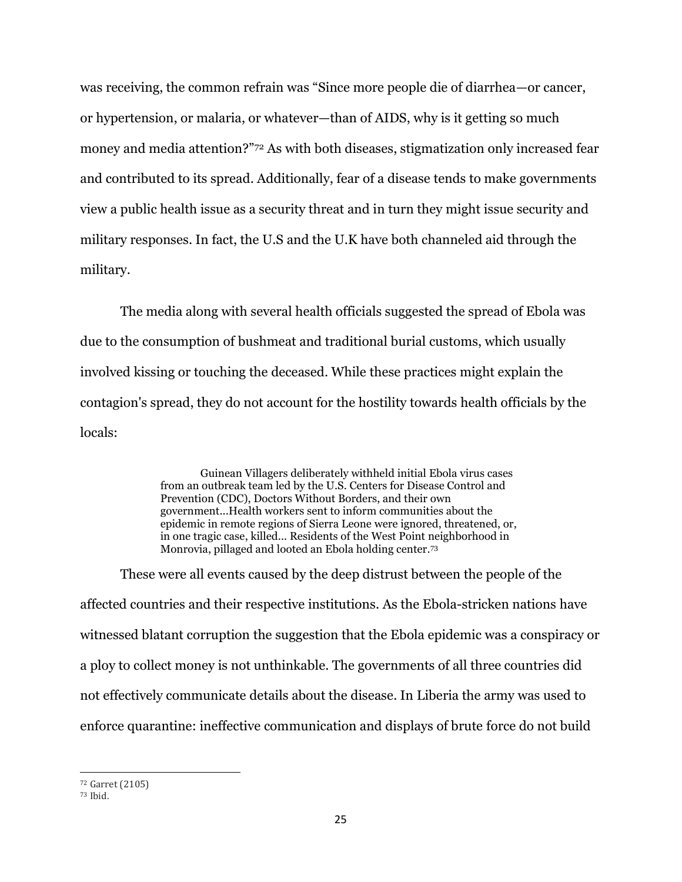was receiving, the common refrain was "Since more people die of diarrhea—or cancer, or hypertension, or malaria, or whatever—than of AIDS, why is it getting so much money and media attention?"[72] As with both diseases, stigmatization only increased fear and contributed to its spread. Additionally, fear of a disease tends to make governments view a public health issue as a security threat and in turn they might issue security and military responses. In fact, the U.S and the U.K have both channeled aid through the military.

The media along with several health officials suggested the spread of Ebola was due to the consumption of bushmeat and traditional burial customs, which usually involved kissing or touching the deceased. While these practices might explain the contagion's spread, they do not account for the hostility towards health officials by the locals:

> Guinean Villagers deliberately withheld initial Ebola virus cases from an outbreak team led by the U.S. Centers for Disease Control and Prevention (CDC), Doctors Without Borders, and their own government…Health workers sent to inform communities about the epidemic in remote regions of Sierra Leone were ignored, threatened, or, in one tragic case, killed… Residents of the West Point neighborhood in Monrovia, pillaged and looted an Ebola holding center.[73]

These were all events caused by the deep distrust between the people of the affected countries and their respective institutions. As the Ebola-stricken nations have witnessed blatant corruption the suggestion that the Ebola epidemic was a conspiracy or a ploy to collect money is not unthinkable. The governments of all three countries did not effectively communicate details about the disease. In Liberia the army was used to enforce quarantine: ineffective communication and displays of brute force do not build

[72] Garret (2105)

[73] Ibid.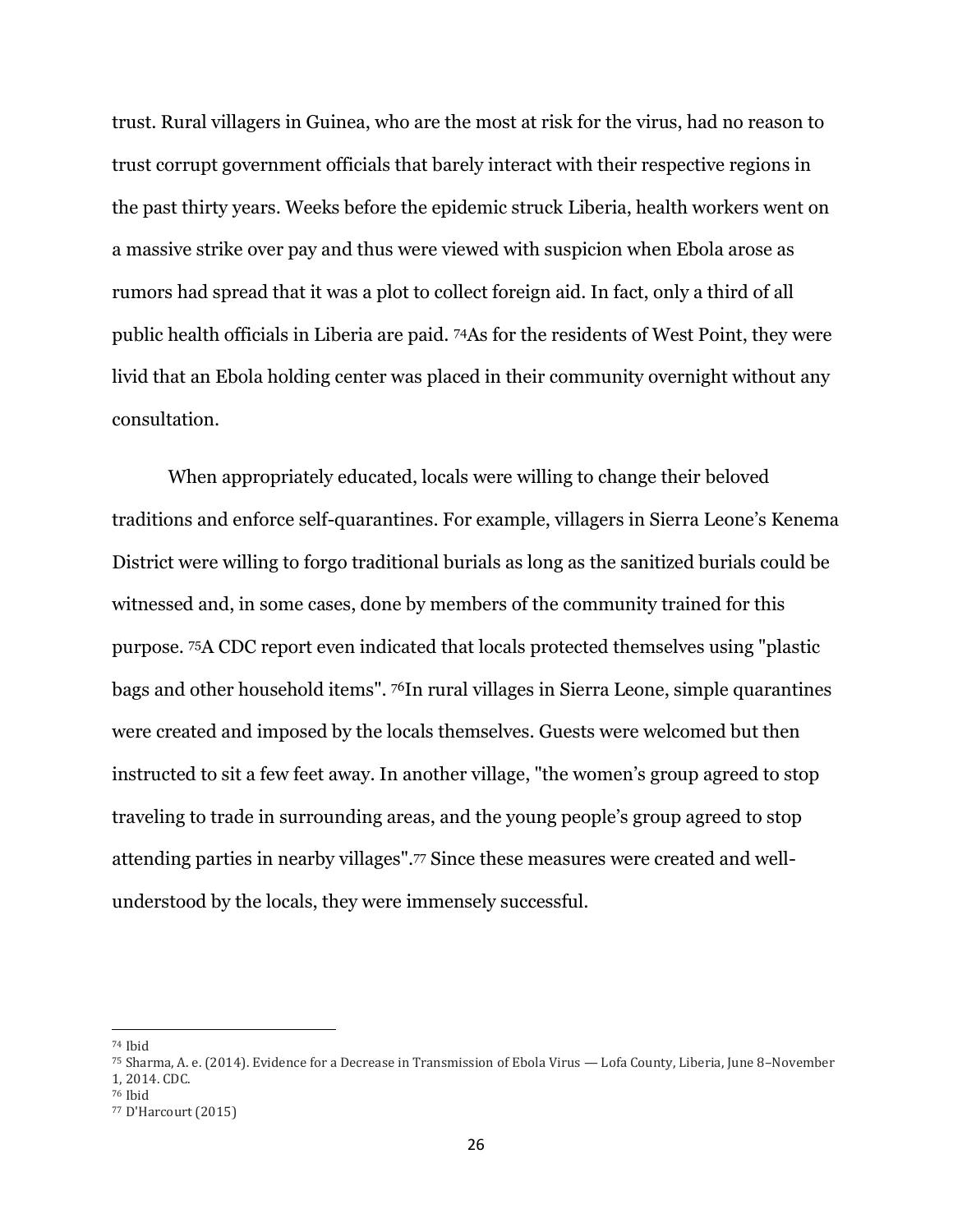trust. Rural villagers in Guinea, who are the most at risk for the virus, had no reason to trust corrupt government officials that barely interact with their respective regions in the past thirty years. Weeks before the epidemic struck Liberia, health workers went on a massive strike over pay and thus were viewed with suspicion when Ebola arose as rumors had spread that it was a plot to collect foreign aid. In fact, only a third of all public health officials in Liberia are paid. [74]As for the residents of West Point, they were livid that an Ebola holding center was placed in their community overnight without any consultation.

When appropriately educated, locals were willing to change their beloved traditions and enforce self-quarantines. For example, villagers in Sierra Leone's Kenema District were willing to forgo traditional burials as long as the sanitized burials could be witnessed and, in some cases, done by members of the community trained for this purpose. [75]A CDC report even indicated that locals protected themselves using "plastic bags and other household items". [76]In rural villages in Sierra Leone, simple quarantines were created and imposed by the locals themselves. Guests were welcomed but then instructed to sit a few feet away. In another village, "the women's group agreed to stop traveling to trade in surrounding areas, and the young people's group agreed to stop attending parties in nearby villages".[77] Since these measures were created and well-understood by the locals, they were immensely successful.

---

[74] Ibid

[75] Sharma, A. e. (2014). Evidence for a Decrease in Transmission of Ebola Virus — Lofa County, Liberia, June 8–November 1, 2014. CDC.

[76] Ibid

[77] D'Harcourt (2015)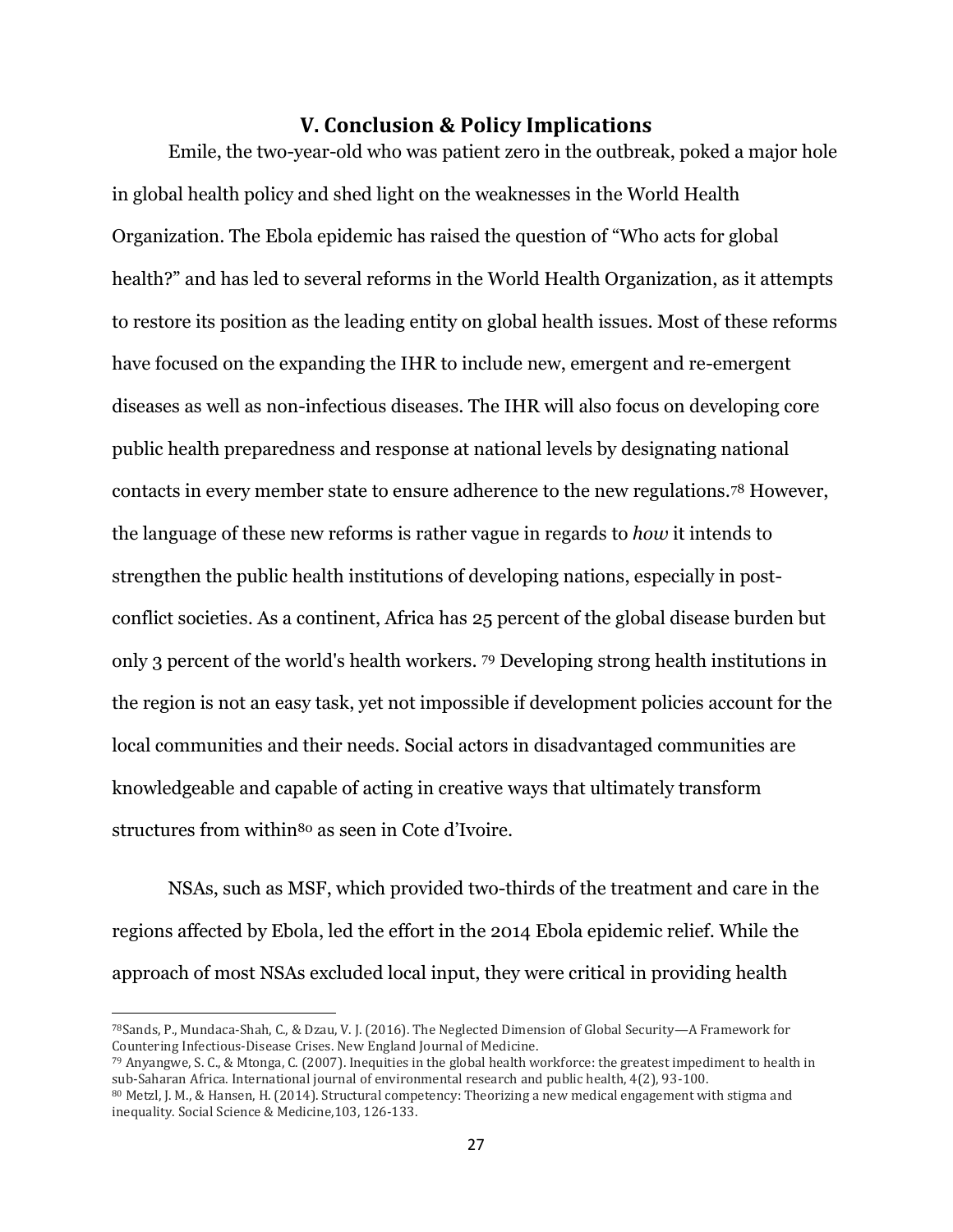## V. Conclusion & Policy Implications

Emile, the two-year-old who was patient zero in the outbreak, poked a major hole in global health policy and shed light on the weaknesses in the World Health Organization. The Ebola epidemic has raised the question of "Who acts for global health?" and has led to several reforms in the World Health Organization, as it attempts to restore its position as the leading entity on global health issues. Most of these reforms have focused on the expanding the IHR to include new, emergent and re-emergent diseases as well as non-infectious diseases. The IHR will also focus on developing core public health preparedness and response at national levels by designating national contacts in every member state to ensure adherence to the new regulations.[78] However, the language of these new reforms is rather vague in regards to *how* it intends to strengthen the public health institutions of developing nations, especially in post-conflict societies. As a continent, Africa has 25 percent of the global disease burden but only 3 percent of the world's health workers. [79] Developing strong health institutions in the region is not an easy task, yet not impossible if development policies account for the local communities and their needs. Social actors in disadvantaged communities are knowledgeable and capable of acting in creative ways that ultimately transform structures from within[80] as seen in Cote d'Ivoire.

NSAs, such as MSF, which provided two-thirds of the treatment and care in the regions affected by Ebola, led the effort in the 2014 Ebola epidemic relief. While the approach of most NSAs excluded local input, they were critical in providing health

---

[78] Sands, P., Mundaca-Shah, C., & Dzau, V. J. (2016). The Neglected Dimension of Global Security—A Framework for Countering Infectious-Disease Crises. New England Journal of Medicine.

[79] Anyangwe, S. C., & Mtonga, C. (2007). Inequities in the global health workforce: the greatest impediment to health in sub-Saharan Africa. International journal of environmental research and public health, 4(2), 93-100.

[80] Metzl, J. M., & Hansen, H. (2014). Structural competency: Theorizing a new medical engagement with stigma and inequality. Social Science & Medicine,103, 126-133.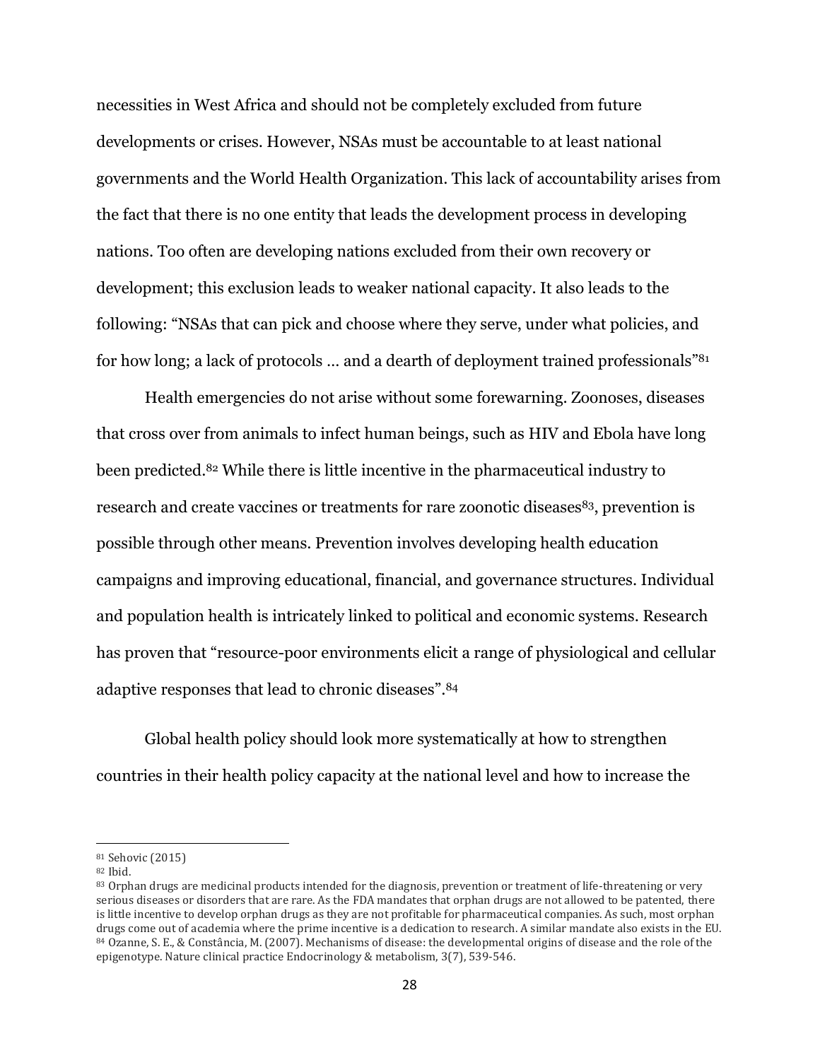necessities in West Africa and should not be completely excluded from future developments or crises. However, NSAs must be accountable to at least national governments and the World Health Organization. This lack of accountability arises from the fact that there is no one entity that leads the development process in developing nations. Too often are developing nations excluded from their own recovery or development; this exclusion leads to weaker national capacity. It also leads to the following: "NSAs that can pick and choose where they serve, under what policies, and for how long; a lack of protocols … and a dearth of deployment trained professionals"[81]

Health emergencies do not arise without some forewarning. Zoonoses, diseases that cross over from animals to infect human beings, such as HIV and Ebola have long been predicted.[82] While there is little incentive in the pharmaceutical industry to research and create vaccines or treatments for rare zoonotic diseases[83], prevention is possible through other means. Prevention involves developing health education campaigns and improving educational, financial, and governance structures. Individual and population health is intricately linked to political and economic systems. Research has proven that "resource-poor environments elicit a range of physiological and cellular adaptive responses that lead to chronic diseases".[84]

Global health policy should look more systematically at how to strengthen countries in their health policy capacity at the national level and how to increase the

---

[81] Sehovic (2015)

[82] Ibid.

[83] Orphan drugs are medicinal products intended for the diagnosis, prevention or treatment of life-threatening or very serious diseases or disorders that are rare. As the FDA mandates that orphan drugs are not allowed to be patented, there is little incentive to develop orphan drugs as they are not profitable for pharmaceutical companies. As such, most orphan drugs come out of academia where the prime incentive is a dedication to research. A similar mandate also exists in the EU.

[84] Ozanne, S. E., & Constância, M. (2007). Mechanisms of disease: the developmental origins of disease and the role of the epigenotype. Nature clinical practice Endocrinology & metabolism, 3(7), 539-546.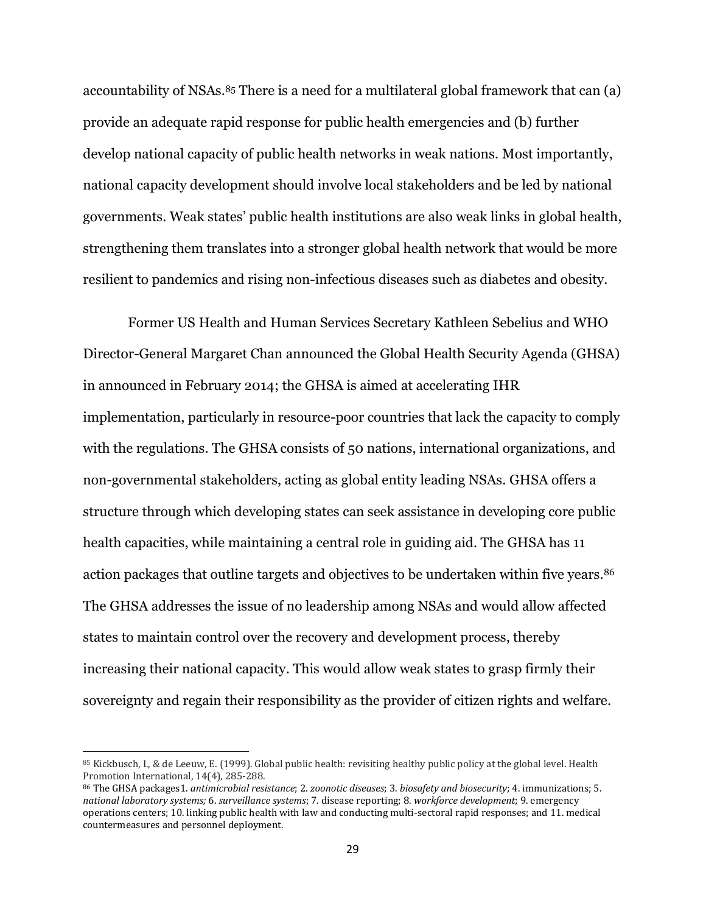accountability of NSAs.[85] There is a need for a multilateral global framework that can (a) provide an adequate rapid response for public health emergencies and (b) further develop national capacity of public health networks in weak nations. Most importantly, national capacity development should involve local stakeholders and be led by national governments. Weak states' public health institutions are also weak links in global health, strengthening them translates into a stronger global health network that would be more resilient to pandemics and rising non-infectious diseases such as diabetes and obesity.

Former US Health and Human Services Secretary Kathleen Sebelius and WHO Director-General Margaret Chan announced the Global Health Security Agenda (GHSA) in announced in February 2014; the GHSA is aimed at accelerating IHR implementation, particularly in resource-poor countries that lack the capacity to comply with the regulations. The GHSA consists of 50 nations, international organizations, and non-governmental stakeholders, acting as global entity leading NSAs. GHSA offers a structure through which developing states can seek assistance in developing core public health capacities, while maintaining a central role in guiding aid. The GHSA has 11 action packages that outline targets and objectives to be undertaken within five years.[86] The GHSA addresses the issue of no leadership among NSAs and would allow affected states to maintain control over the recovery and development process, thereby increasing their national capacity. This would allow weak states to grasp firmly their sovereignty and regain their responsibility as the provider of citizen rights and welfare.

---

[85] Kickbusch, I., & de Leeuw, E. (1999). Global public health: revisiting healthy public policy at the global level. Health Promotion International, 14(4), 285-288.

[86] The GHSA packages1. *antimicrobial resistance*; 2. *zoonotic diseases*; 3. *biosafety and biosecurity*; 4. immunizations; 5. *national laboratory systems;* 6. *surveillance systems*; 7. disease reporting; 8. *workforce development*; 9. emergency operations centers; 10. linking public health with law and conducting multi-sectoral rapid responses; and 11. medical countermeasures and personnel deployment.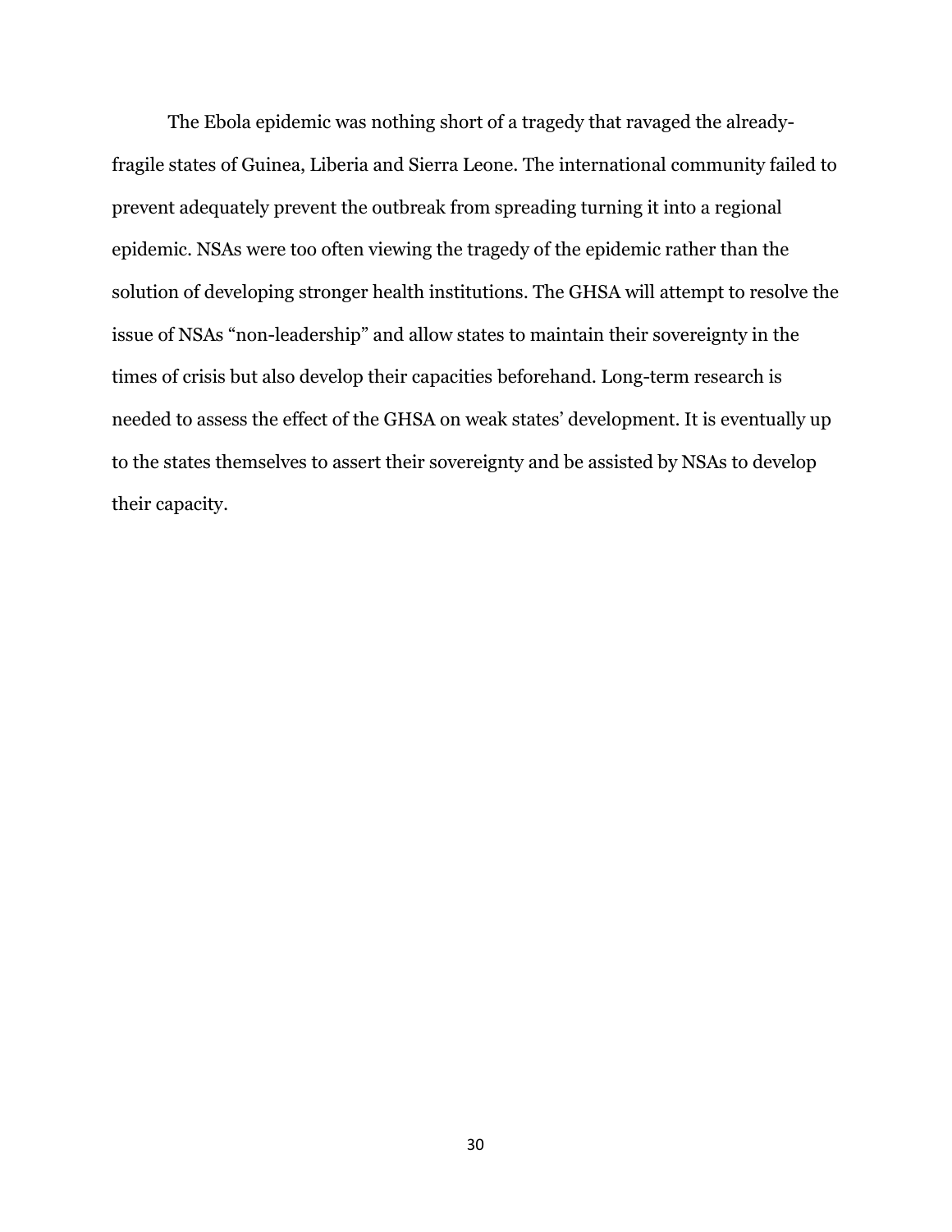The Ebola epidemic was nothing short of a tragedy that ravaged the already-fragile states of Guinea, Liberia and Sierra Leone. The international community failed to prevent adequately prevent the outbreak from spreading turning it into a regional epidemic. NSAs were too often viewing the tragedy of the epidemic rather than the solution of developing stronger health institutions. The GHSA will attempt to resolve the issue of NSAs "non-leadership" and allow states to maintain their sovereignty in the times of crisis but also develop their capacities beforehand. Long-term research is needed to assess the effect of the GHSA on weak states' development. It is eventually up to the states themselves to assert their sovereignty and be assisted by NSAs to develop their capacity.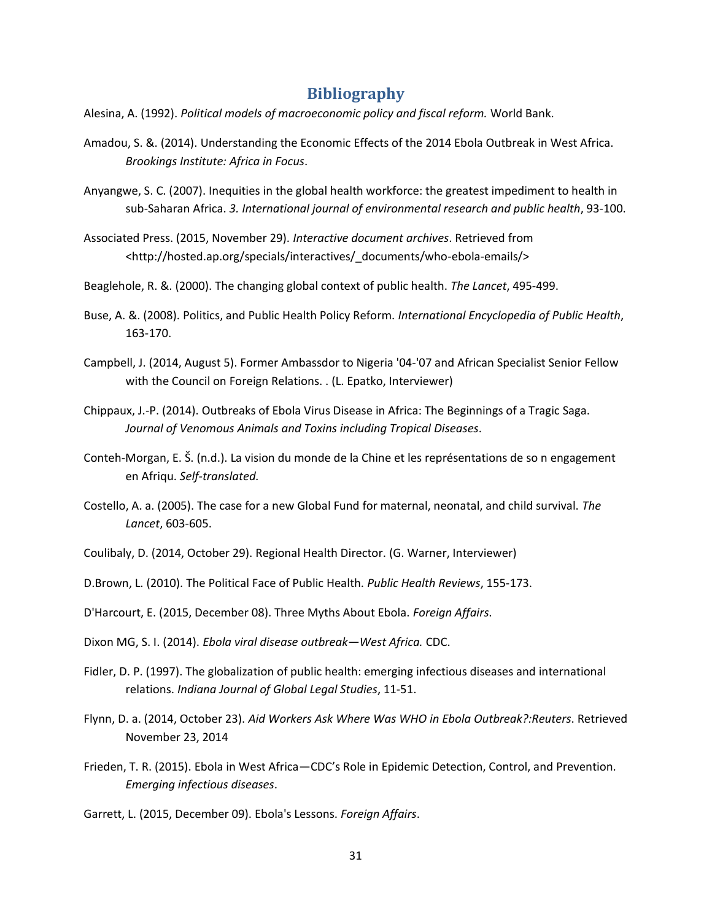# Bibliography

Alesina, A. (1992). *Political models of macroeconomic policy and fiscal reform.* World Bank.

Amadou, S. &. (2014). Understanding the Economic Effects of the 2014 Ebola Outbreak in West Africa. *Brookings Institute: Africa in Focus*.

Anyangwe, S. C. (2007). Inequities in the global health workforce: the greatest impediment to health in sub-Saharan Africa. *3. International journal of environmental research and public health*, 93-100.

Associated Press. (2015, November 29). *Interactive document archives*. Retrieved from <http://hosted.ap.org/specials/interactives/_documents/who-ebola-emails/>

Beaglehole, R. &. (2000). The changing global context of public health. *The Lancet*, 495-499.

Buse, A. &. (2008). Politics, and Public Health Policy Reform. *International Encyclopedia of Public Health*, 163-170.

Campbell, J. (2014, August 5). Former Ambassdor to Nigeria '04-'07 and African Specialist Senior Fellow with the Council on Foreign Relations. . (L. Epatko, Interviewer)

Chippaux, J.-P. (2014). Outbreaks of Ebola Virus Disease in Africa: The Beginnings of a Tragic Saga. *Journal of Venomous Animals and Toxins including Tropical Diseases*.

Conteh-Morgan, E. Š. (n.d.). La vision du monde de la Chine et les représentations de so n engagement en Afriqu. *Self-translated.*

Costello, A. a. (2005). The case for a new Global Fund for maternal, neonatal, and child survival. *The Lancet*, 603-605.

Coulibaly, D. (2014, October 29). Regional Health Director. (G. Warner, Interviewer)

D.Brown, L. (2010). The Political Face of Public Health. *Public Health Reviews*, 155-173.

D'Harcourt, E. (2015, December 08). Three Myths About Ebola. *Foreign Affairs*.

Dixon MG, S. I. (2014). *Ebola viral disease outbreak—West Africa.* CDC.

Fidler, D. P. (1997). The globalization of public health: emerging infectious diseases and international relations. *Indiana Journal of Global Legal Studies*, 11-51.

Flynn, D. a. (2014, October 23). *Aid Workers Ask Where Was WHO in Ebola Outbreak?:Reuters*. Retrieved November 23, 2014

Frieden, T. R. (2015). Ebola in West Africa—CDC's Role in Epidemic Detection, Control, and Prevention. *Emerging infectious diseases*.

Garrett, L. (2015, December 09). Ebola's Lessons. *Foreign Affairs*.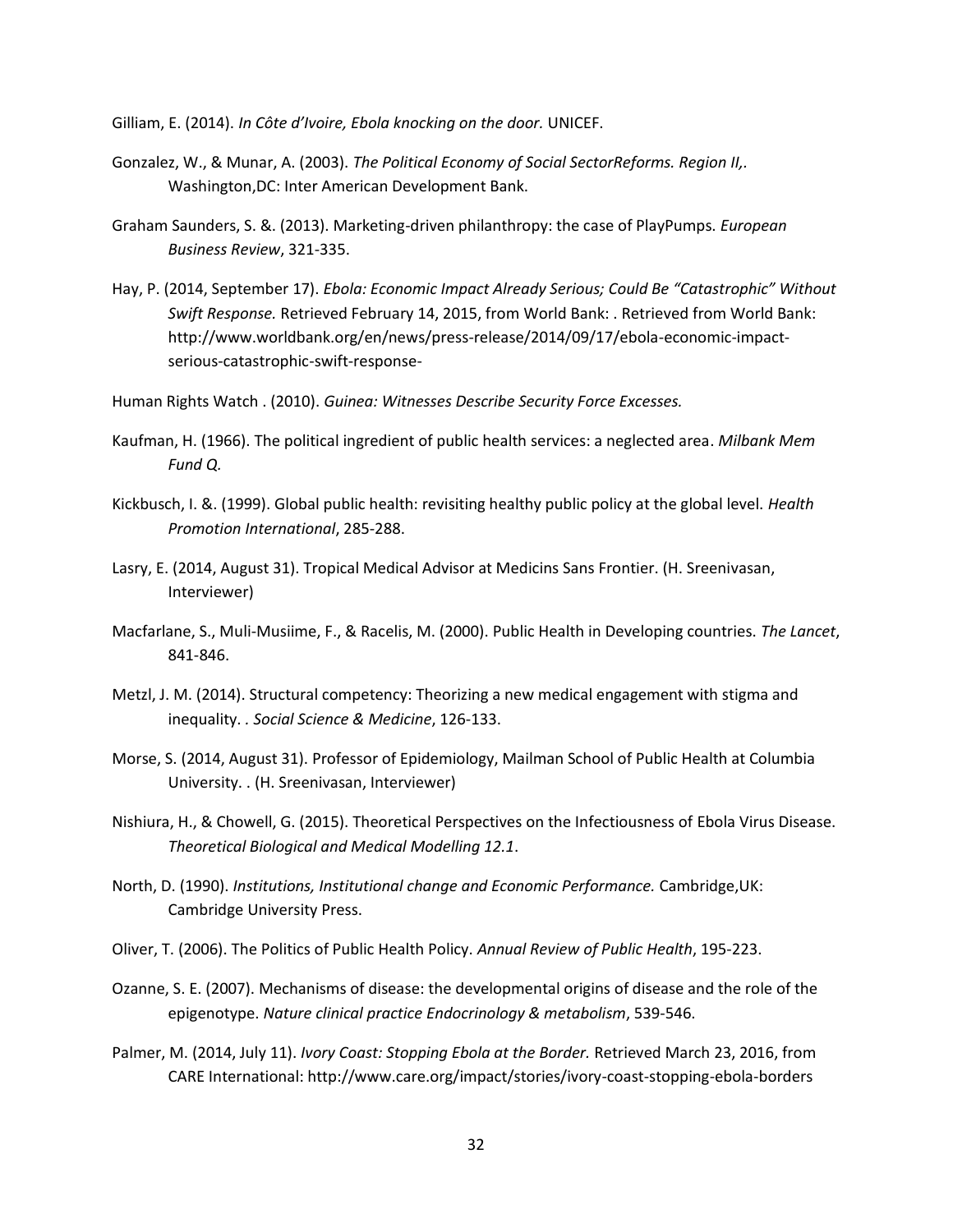Gilliam, E. (2014). *In Côte d'Ivoire, Ebola knocking on the door.* UNICEF.

Gonzalez, W., & Munar, A. (2003). *The Political Economy of Social SectorReforms. Region II,.* Washington,DC: Inter American Development Bank.

Graham Saunders, S. &. (2013). Marketing-driven philanthropy: the case of PlayPumps. *European Business Review*, 321-335.

Hay, P. (2014, September 17). *Ebola: Economic Impact Already Serious; Could Be "Catastrophic" Without Swift Response.* Retrieved February 14, 2015, from World Bank: . Retrieved from World Bank: http://www.worldbank.org/en/news/press-release/2014/09/17/ebola-economic-impact-serious-catastrophic-swift-response-

Human Rights Watch . (2010). *Guinea: Witnesses Describe Security Force Excesses.*

Kaufman, H. (1966). The political ingredient of public health services: a neglected area. *Milbank Mem Fund Q.*

Kickbusch, I. &. (1999). Global public health: revisiting healthy public policy at the global level. *Health Promotion International*, 285-288.

Lasry, E. (2014, August 31). Tropical Medical Advisor at Medicins Sans Frontier. (H. Sreenivasan, Interviewer)

Macfarlane, S., Muli-Musiime, F., & Racelis, M. (2000). Public Health in Developing countries. *The Lancet*, 841-846.

Metzl, J. M. (2014). Structural competency: Theorizing a new medical engagement with stigma and inequality. *. Social Science & Medicine*, 126-133.

Morse, S. (2014, August 31). Professor of Epidemiology, Mailman School of Public Health at Columbia University. . (H. Sreenivasan, Interviewer)

Nishiura, H., & Chowell, G. (2015). Theoretical Perspectives on the Infectiousness of Ebola Virus Disease. *Theoretical Biological and Medical Modelling 12.1*.

North, D. (1990). *Institutions, Institutional change and Economic Performance.* Cambridge,UK: Cambridge University Press.

Oliver, T. (2006). The Politics of Public Health Policy. *Annual Review of Public Health*, 195-223.

Ozanne, S. E. (2007). Mechanisms of disease: the developmental origins of disease and the role of the epigenotype. *Nature clinical practice Endocrinology & metabolism*, 539-546.

Palmer, M. (2014, July 11). *Ivory Coast: Stopping Ebola at the Border.* Retrieved March 23, 2016, from CARE International: http://www.care.org/impact/stories/ivory-coast-stopping-ebola-borders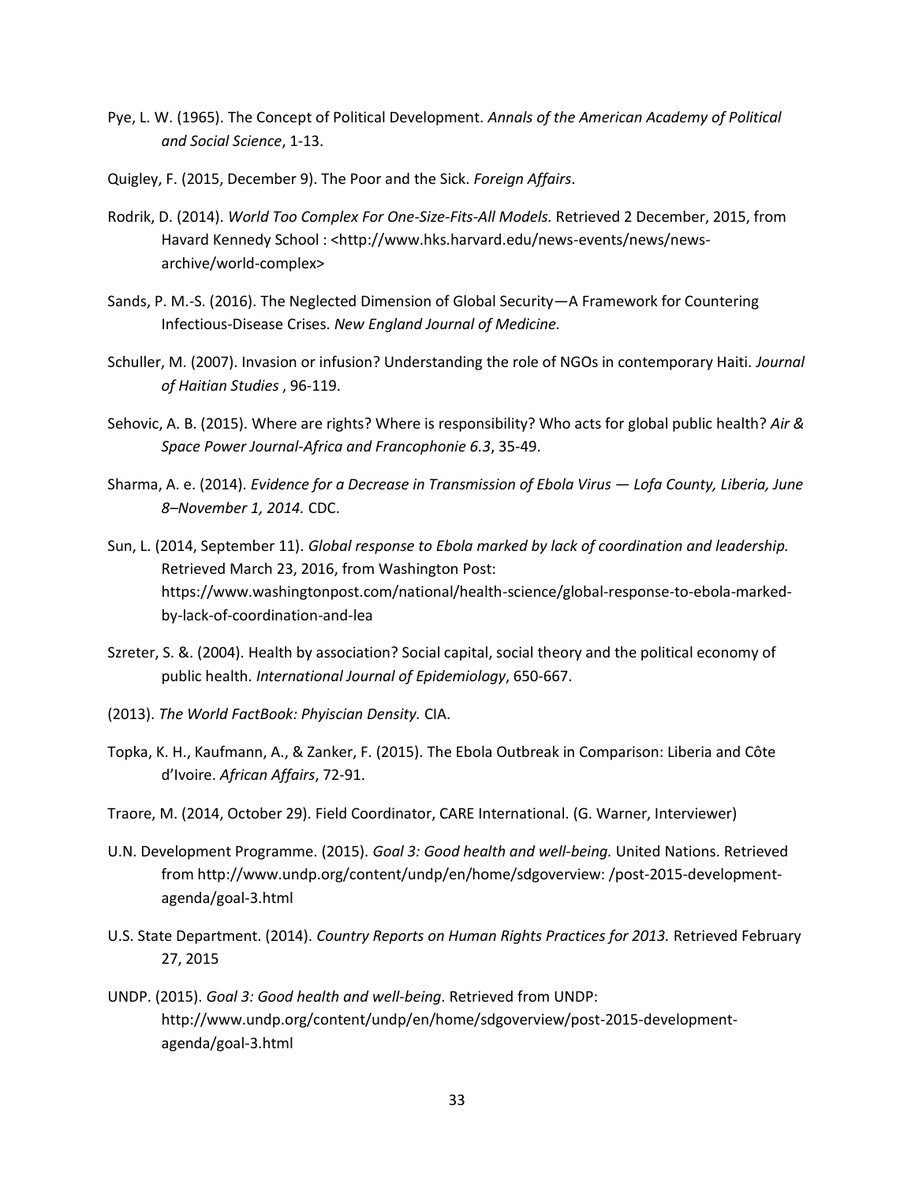Pye, L. W. (1965). The Concept of Political Development. *Annals of the American Academy of Political and Social Science*, 1-13.

Quigley, F. (2015, December 9). The Poor and the Sick. *Foreign Affairs*.

Rodrik, D. (2014). *World Too Complex For One-Size-Fits-All Models.* Retrieved 2 December, 2015, from Havard Kennedy School : <http://www.hks.harvard.edu/news-events/news/news-archive/world-complex>

Sands, P. M.-S. (2016). The Neglected Dimension of Global Security—A Framework for Countering Infectious-Disease Crises. *New England Journal of Medicine.*

Schuller, M. (2007). Invasion or infusion? Understanding the role of NGOs in contemporary Haiti. *Journal of Haitian Studies* , 96-119.

Sehovic, A. B. (2015). Where are rights? Where is responsibility? Who acts for global public health? *Air & Space Power Journal-Africa and Francophonie 6.3*, 35-49.

Sharma, A. e. (2014). *Evidence for a Decrease in Transmission of Ebola Virus — Lofa County, Liberia, June 8–November 1, 2014.* CDC.

Sun, L. (2014, September 11). *Global response to Ebola marked by lack of coordination and leadership.* Retrieved March 23, 2016, from Washington Post: https://www.washingtonpost.com/national/health-science/global-response-to-ebola-marked-by-lack-of-coordination-and-lea

Szreter, S. &. (2004). Health by association? Social capital, social theory and the political economy of public health. *International Journal of Epidemiology*, 650-667.

(2013). *The World FactBook: Phyiscian Density.* CIA.

Topka, K. H., Kaufmann, A., & Zanker, F. (2015). The Ebola Outbreak in Comparison: Liberia and Côte d'Ivoire. *African Affairs*, 72-91.

Traore, M. (2014, October 29). Field Coordinator, CARE International. (G. Warner, Interviewer)

U.N. Development Programme. (2015). *Goal 3: Good health and well-being.* United Nations. Retrieved from http://www.undp.org/content/undp/en/home/sdgoverview: /post-2015-development-agenda/goal-3.html

U.S. State Department. (2014). *Country Reports on Human Rights Practices for 2013.* Retrieved February 27, 2015

UNDP. (2015). *Goal 3: Good health and well-being*. Retrieved from UNDP: http://www.undp.org/content/undp/en/home/sdgoverview/post-2015-development-agenda/goal-3.html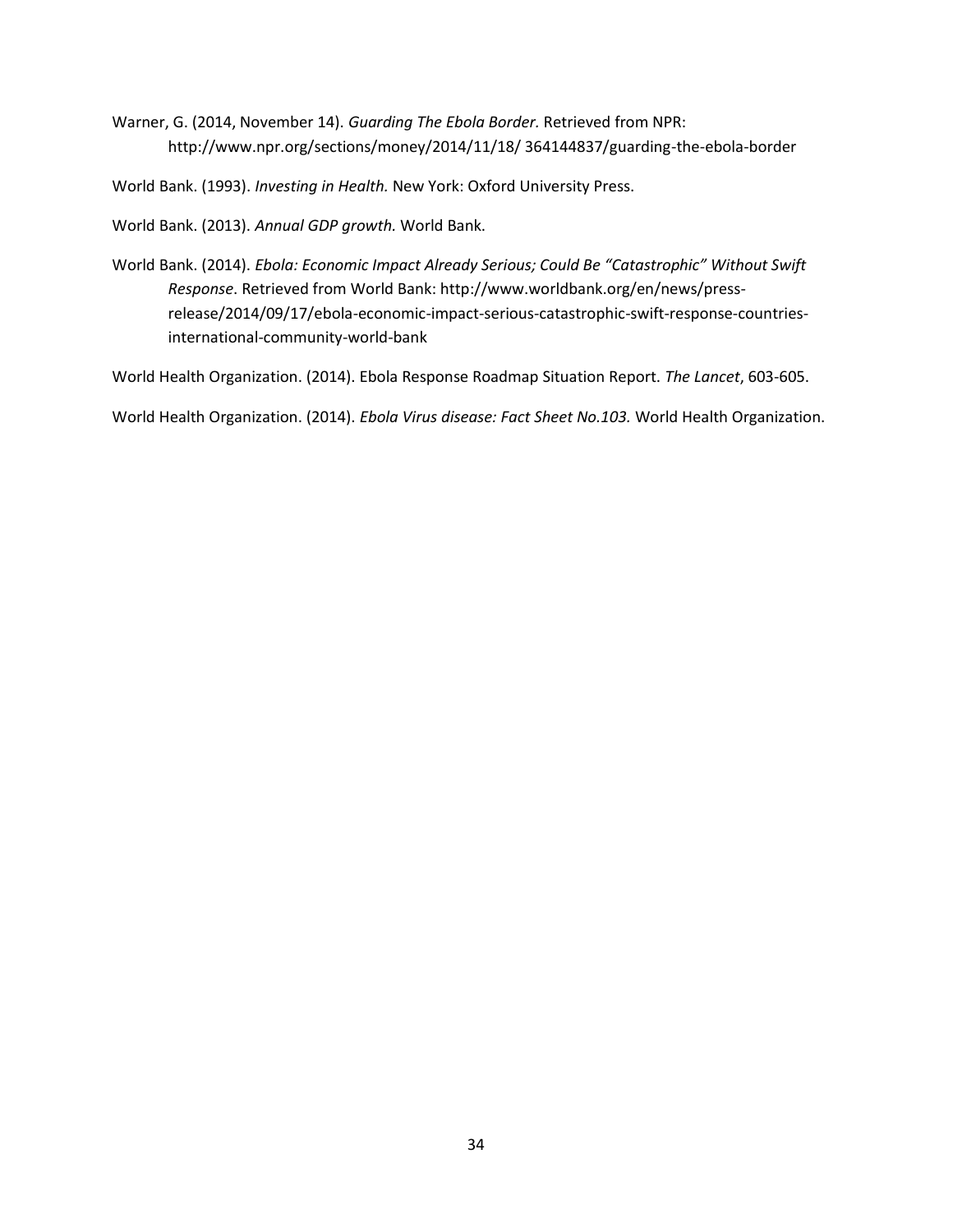Warner, G. (2014, November 14). *Guarding The Ebola Border.* Retrieved from NPR: http://www.npr.org/sections/money/2014/11/18/ 364144837/guarding-the-ebola-border

World Bank. (1993). *Investing in Health.* New York: Oxford University Press.

World Bank. (2013). *Annual GDP growth.* World Bank.

World Bank. (2014). *Ebola: Economic Impact Already Serious; Could Be "Catastrophic" Without Swift Response*. Retrieved from World Bank: http://www.worldbank.org/en/news/press-release/2014/09/17/ebola-economic-impact-serious-catastrophic-swift-response-countries-international-community-world-bank

World Health Organization. (2014). Ebola Response Roadmap Situation Report. *The Lancet*, 603-605.

World Health Organization. (2014). *Ebola Virus disease: Fact Sheet No.103.* World Health Organization.